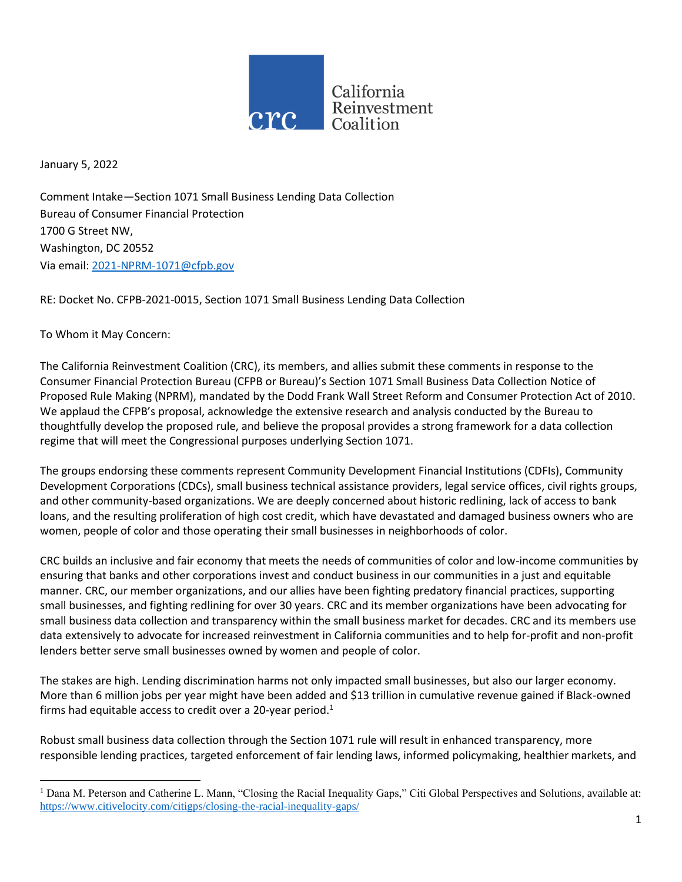California Reinvestment Coalition

January 5, 2022

Comment Intake—Section 1071 Small Business Lending Data Collection
Bureau of Consumer Financial Protection
1700 G Street NW,
Washington, DC 20552
Via email: 2021-NPRM-1071@cfpb.gov

RE: Docket No. CFPB-2021-0015, Section 1071 Small Business Lending Data Collection

To Whom it May Concern:

The California Reinvestment Coalition (CRC), its members, and allies submit these comments in response to the Consumer Financial Protection Bureau (CFPB or Bureau)'s Section 1071 Small Business Data Collection Notice of Proposed Rule Making (NPRM), mandated by the Dodd Frank Wall Street Reform and Consumer Protection Act of 2010. We applaud the CFPB's proposal, acknowledge the extensive research and analysis conducted by the Bureau to thoughtfully develop the proposed rule, and believe the proposal provides a strong framework for a data collection regime that will meet the Congressional purposes underlying Section 1071.

The groups endorsing these comments represent Community Development Financial Institutions (CDFIs), Community Development Corporations (CDCs), small business technical assistance providers, legal service offices, civil rights groups, and other community-based organizations. We are deeply concerned about historic redlining, lack of access to bank loans, and the resulting proliferation of high cost credit, which have devastated and damaged business owners who are women, people of color and those operating their small businesses in neighborhoods of color.

CRC builds an inclusive and fair economy that meets the needs of communities of color and low-income communities by ensuring that banks and other corporations invest and conduct business in our communities in a just and equitable manner. CRC, our member organizations, and our allies have been fighting predatory financial practices, supporting small businesses, and fighting redlining for over 30 years. CRC and its member organizations have been advocating for small business data collection and transparency within the small business market for decades. CRC and its members use data extensively to advocate for increased reinvestment in California communities and to help for-profit and non-profit lenders better serve small businesses owned by women and people of color.

The stakes are high. Lending discrimination harms not only impacted small businesses, but also our larger economy. More than 6 million jobs per year might have been added and $13 trillion in cumulative revenue gained if Black-owned firms had equitable access to credit over a 20-year period.[1]

Robust small business data collection through the Section 1071 rule will result in enhanced transparency, more responsible lending practices, targeted enforcement of fair lending laws, informed policymaking, healthier markets, and

[1] Dana M. Peterson and Catherine L. Mann, "Closing the Racial Inequality Gaps," Citi Global Perspectives and Solutions, available at: https://www.citivelocity.com/citigps/closing-the-racial-inequality-gaps/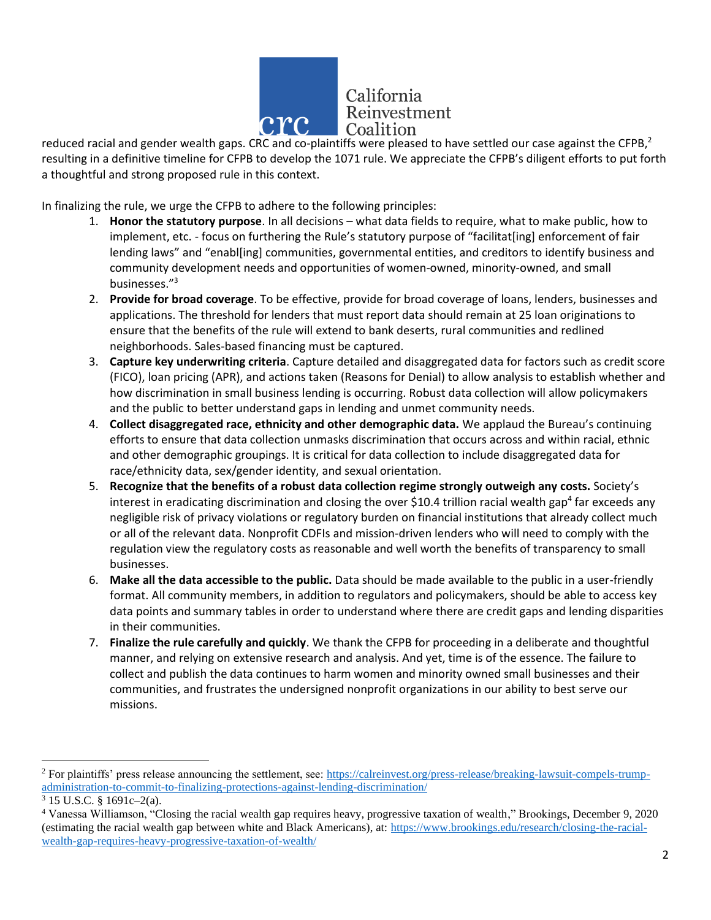reduced racial and gender wealth gaps. CRC and co-plaintiffs were pleased to have settled our case against the CFPB,[2] resulting in a definitive timeline for CFPB to develop the 1071 rule. We appreciate the CFPB's diligent efforts to put forth a thoughtful and strong proposed rule in this context.

In finalizing the rule, we urge the CFPB to adhere to the following principles:

1. **Honor the statutory purpose**. In all decisions – what data fields to require, what to make public, how to implement, etc. - focus on furthering the Rule's statutory purpose of "facilitat[ing] enforcement of fair lending laws" and "enabl[ing] communities, governmental entities, and creditors to identify business and community development needs and opportunities of women-owned, minority-owned, and small businesses."[3]
2. **Provide for broad coverage**. To be effective, provide for broad coverage of loans, lenders, businesses and applications. The threshold for lenders that must report data should remain at 25 loan originations to ensure that the benefits of the rule will extend to bank deserts, rural communities and redlined neighborhoods. Sales-based financing must be captured.
3. **Capture key underwriting criteria**. Capture detailed and disaggregated data for factors such as credit score (FICO), loan pricing (APR), and actions taken (Reasons for Denial) to allow analysis to establish whether and how discrimination in small business lending is occurring. Robust data collection will allow policymakers and the public to better understand gaps in lending and unmet community needs.
4. **Collect disaggregated race, ethnicity and other demographic data.** We applaud the Bureau's continuing efforts to ensure that data collection unmasks discrimination that occurs across and within racial, ethnic and other demographic groupings. It is critical for data collection to include disaggregated data for race/ethnicity data, sex/gender identity, and sexual orientation.
5. **Recognize that the benefits of a robust data collection regime strongly outweigh any costs.** Society's interest in eradicating discrimination and closing the over $10.4 trillion racial wealth gap[4] far exceeds any negligible risk of privacy violations or regulatory burden on financial institutions that already collect much or all of the relevant data. Nonprofit CDFIs and mission-driven lenders who will need to comply with the regulation view the regulatory costs as reasonable and well worth the benefits of transparency to small businesses.
6. **Make all the data accessible to the public.** Data should be made available to the public in a user-friendly format. All community members, in addition to regulators and policymakers, should be able to access key data points and summary tables in order to understand where there are credit gaps and lending disparities in their communities.
7. **Finalize the rule carefully and quickly**. We thank the CFPB for proceeding in a deliberate and thoughtful manner, and relying on extensive research and analysis. And yet, time is of the essence. The failure to collect and publish the data continues to harm women and minority owned small businesses and their communities, and frustrates the undersigned nonprofit organizations in our ability to best serve our missions.

---

[2] For plaintiffs' press release announcing the settlement, see: https://calreinvest.org/press-release/breaking-lawsuit-compels-trump-administration-to-commit-to-finalizing-protections-against-lending-discrimination/

[3] 15 U.S.C. § 1691c–2(a).

[4] Vanessa Williamson, "Closing the racial wealth gap requires heavy, progressive taxation of wealth," Brookings, December 9, 2020 (estimating the racial wealth gap between white and Black Americans), at: https://www.brookings.edu/research/closing-the-racial-wealth-gap-requires-heavy-progressive-taxation-of-wealth/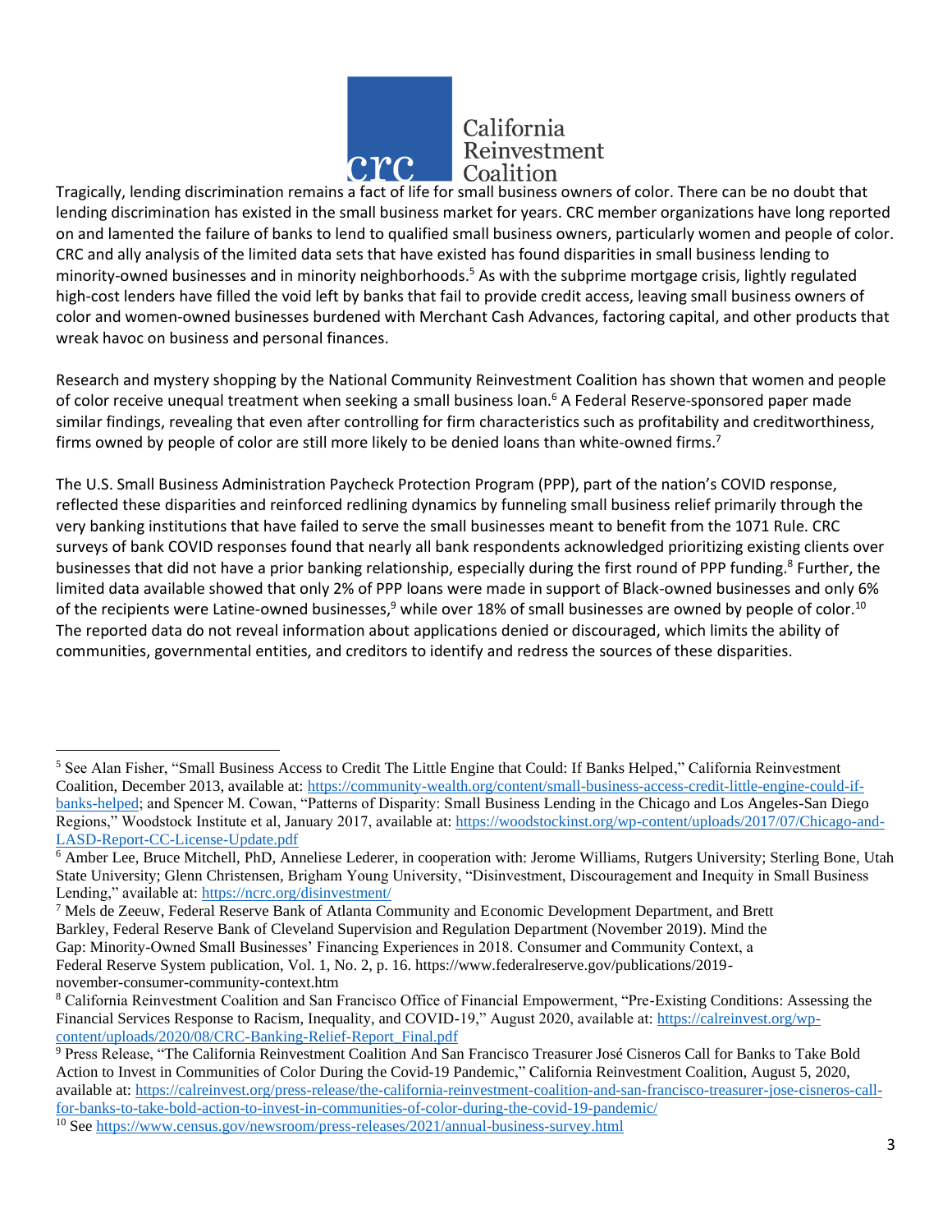Tragically, lending discrimination remains a fact of life for small business owners of color. There can be no doubt that lending discrimination has existed in the small business market for years. CRC member organizations have long reported on and lamented the failure of banks to lend to qualified small business owners, particularly women and people of color. CRC and ally analysis of the limited data sets that have existed has found disparities in small business lending to minority-owned businesses and in minority neighborhoods.[5] As with the subprime mortgage crisis, lightly regulated high-cost lenders have filled the void left by banks that fail to provide credit access, leaving small business owners of color and women-owned businesses burdened with Merchant Cash Advances, factoring capital, and other products that wreak havoc on business and personal finances.

Research and mystery shopping by the National Community Reinvestment Coalition has shown that women and people of color receive unequal treatment when seeking a small business loan.[6] A Federal Reserve-sponsored paper made similar findings, revealing that even after controlling for firm characteristics such as profitability and creditworthiness, firms owned by people of color are still more likely to be denied loans than white-owned firms.[7]

The U.S. Small Business Administration Paycheck Protection Program (PPP), part of the nation's COVID response, reflected these disparities and reinforced redlining dynamics by funneling small business relief primarily through the very banking institutions that have failed to serve the small businesses meant to benefit from the 1071 Rule. CRC surveys of bank COVID responses found that nearly all bank respondents acknowledged prioritizing existing clients over businesses that did not have a prior banking relationship, especially during the first round of PPP funding.[8] Further, the limited data available showed that only 2% of PPP loans were made in support of Black-owned businesses and only 6% of the recipients were Latine-owned businesses,[9] while over 18% of small businesses are owned by people of color.[10] The reported data do not reveal information about applications denied or discouraged, which limits the ability of communities, governmental entities, and creditors to identify and redress the sources of these disparities.

---

[5] See Alan Fisher, "Small Business Access to Credit The Little Engine that Could: If Banks Helped," California Reinvestment Coalition, December 2013, available at: https://community-wealth.org/content/small-business-access-credit-little-engine-could-if-banks-helped; and Spencer M. Cowan, "Patterns of Disparity: Small Business Lending in the Chicago and Los Angeles-San Diego Regions," Woodstock Institute et al, January 2017, available at: https://woodstockinst.org/wp-content/uploads/2017/07/Chicago-and-LASD-Report-CC-License-Update.pdf

[6] Amber Lee, Bruce Mitchell, PhD, Anneliese Lederer, in cooperation with: Jerome Williams, Rutgers University; Sterling Bone, Utah State University; Glenn Christensen, Brigham Young University, "Disinvestment, Discouragement and Inequity in Small Business Lending," available at: https://ncrc.org/disinvestment/

[7] Mels de Zeeuw, Federal Reserve Bank of Atlanta Community and Economic Development Department, and Brett Barkley, Federal Reserve Bank of Cleveland Supervision and Regulation Department (November 2019). Mind the Gap: Minority-Owned Small Businesses' Financing Experiences in 2018. Consumer and Community Context, a Federal Reserve System publication, Vol. 1, No. 2, p. 16. https://www.federalreserve.gov/publications/2019-november-consumer-community-context.htm

[8] California Reinvestment Coalition and San Francisco Office of Financial Empowerment, "Pre-Existing Conditions: Assessing the Financial Services Response to Racism, Inequality, and COVID-19," August 2020, available at: https://calreinvest.org/wp-content/uploads/2020/08/CRC-Banking-Relief-Report_Final.pdf

[9] Press Release, "The California Reinvestment Coalition And San Francisco Treasurer José Cisneros Call for Banks to Take Bold Action to Invest in Communities of Color During the Covid-19 Pandemic," California Reinvestment Coalition, August 5, 2020, available at: https://calreinvest.org/press-release/the-california-reinvestment-coalition-and-san-francisco-treasurer-jose-cisneros-call-for-banks-to-take-bold-action-to-invest-in-communities-of-color-during-the-covid-19-pandemic/

[10] See https://www.census.gov/newsroom/press-releases/2021/annual-business-survey.html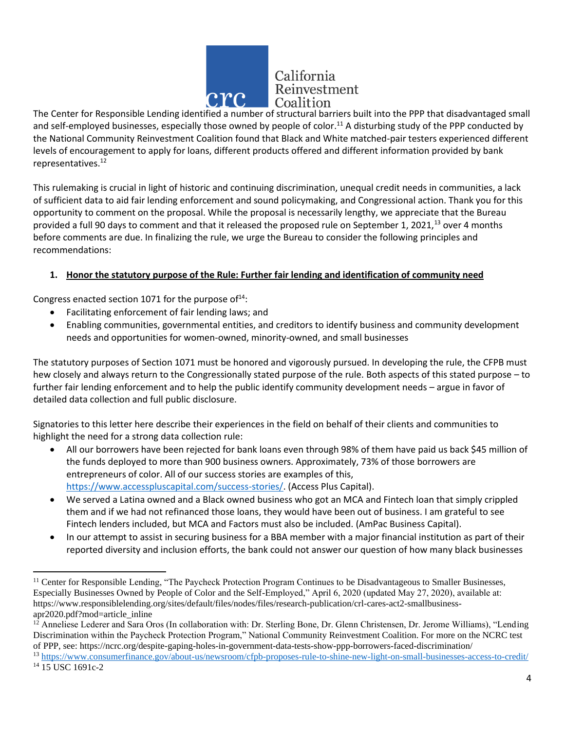The Center for Responsible Lending identified a number of structural barriers built into the PPP that disadvantaged small and self-employed businesses, especially those owned by people of color.[11] A disturbing study of the PPP conducted by the National Community Reinvestment Coalition found that Black and White matched-pair testers experienced different levels of encouragement to apply for loans, different products offered and different information provided by bank representatives.[12]

This rulemaking is crucial in light of historic and continuing discrimination, unequal credit needs in communities, a lack of sufficient data to aid fair lending enforcement and sound policymaking, and Congressional action. Thank you for this opportunity to comment on the proposal. While the proposal is necessarily lengthy, we appreciate that the Bureau provided a full 90 days to comment and that it released the proposed rule on September 1, 2021,[13] over 4 months before comments are due. In finalizing the rule, we urge the Bureau to consider the following principles and recommendations:

1. **Honor the statutory purpose of the Rule: Further fair lending and identification of community need**

Congress enacted section 1071 for the purpose of[14]:

- Facilitating enforcement of fair lending laws; and
- Enabling communities, governmental entities, and creditors to identify business and community development needs and opportunities for women-owned, minority-owned, and small businesses

The statutory purposes of Section 1071 must be honored and vigorously pursued. In developing the rule, the CFPB must hew closely and always return to the Congressionally stated purpose of the rule. Both aspects of this stated purpose – to further fair lending enforcement and to help the public identify community development needs – argue in favor of detailed data collection and full public disclosure.

Signatories to this letter here describe their experiences in the field on behalf of their clients and communities to highlight the need for a strong data collection rule:

- All our borrowers have been rejected for bank loans even through 98% of them have paid us back $45 million of the funds deployed to more than 900 business owners. Approximately, 73% of those borrowers are entrepreneurs of color. All of our success stories are examples of this, https://www.accesspluscapital.com/success-stories/. (Access Plus Capital).
- We served a Latina owned and a Black owned business who got an MCA and Fintech loan that simply crippled them and if we had not refinanced those loans, they would have been out of business. I am grateful to see Fintech lenders included, but MCA and Factors must also be included. (AmPac Business Capital).
- In our attempt to assist in securing business for a BBA member with a major financial institution as part of their reported diversity and inclusion efforts, the bank could not answer our question of how many black businesses

---

[11] Center for Responsible Lending, "The Paycheck Protection Program Continues to be Disadvantageous to Smaller Businesses, Especially Businesses Owned by People of Color and the Self-Employed," April 6, 2020 (updated May 27, 2020), available at: https://www.responsiblelending.org/sites/default/files/nodes/files/research-publication/crl-cares-act2-smallbusiness-apr2020.pdf?mod=article_inline

[12] Anneliese Lederer and Sara Oros (In collaboration with: Dr. Sterling Bone, Dr. Glenn Christensen, Dr. Jerome Williams), "Lending Discrimination within the Paycheck Protection Program," National Community Reinvestment Coalition. For more on the NCRC test of PPP, see: https://ncrc.org/despite-gaping-holes-in-government-data-tests-show-ppp-borrowers-faced-discrimination/

[13] https://www.consumerfinance.gov/about-us/newsroom/cfpb-proposes-rule-to-shine-new-light-on-small-businesses-access-to-credit/

[14] 15 USC 1691c-2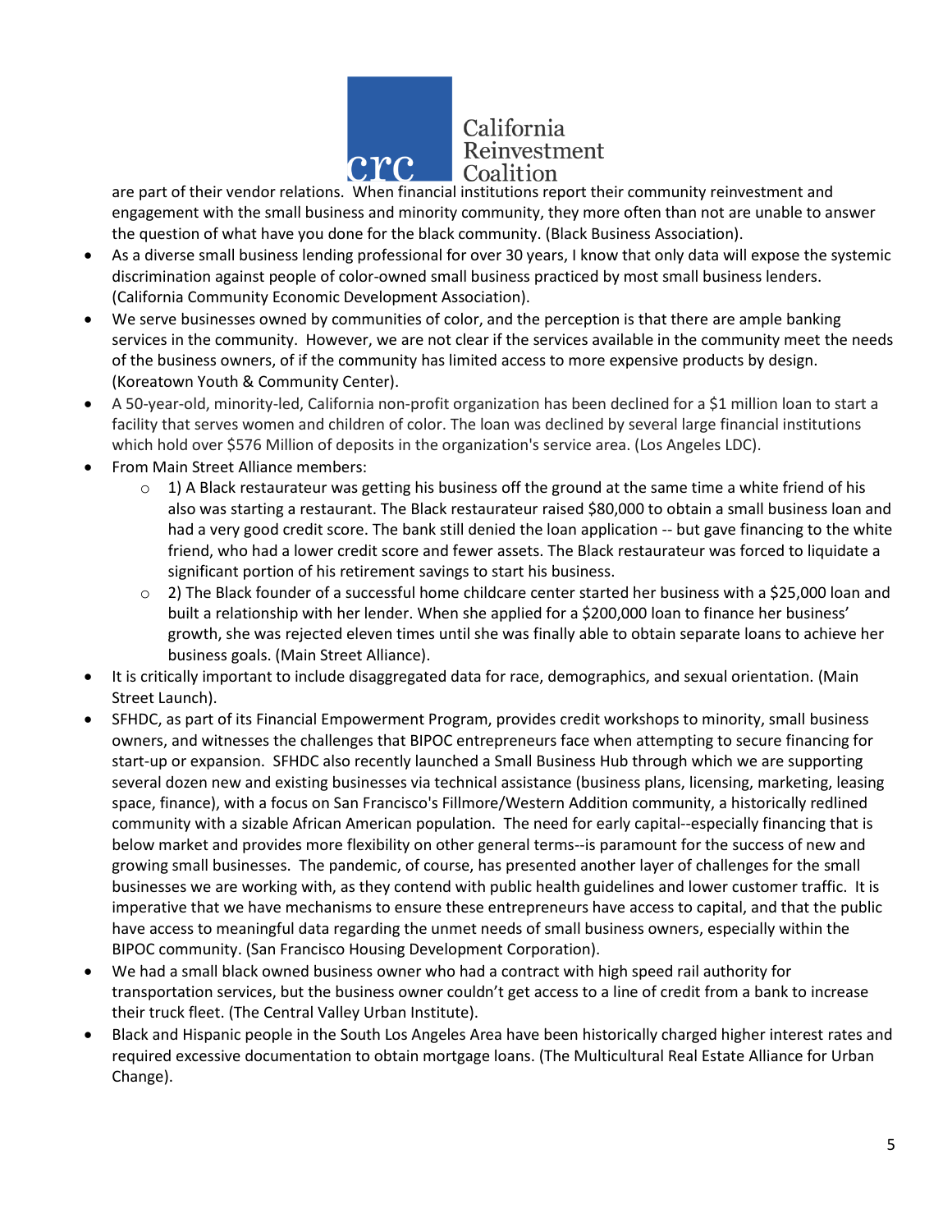are part of their vendor relations. When financial institutions report their community reinvestment and engagement with the small business and minority community, they more often than not are unable to answer the question of what have you done for the black community. (Black Business Association).

- As a diverse small business lending professional for over 30 years, I know that only data will expose the systemic discrimination against people of color-owned small business practiced by most small business lenders. (California Community Economic Development Association).
- We serve businesses owned by communities of color, and the perception is that there are ample banking services in the community. However, we are not clear if the services available in the community meet the needs of the business owners, of if the community has limited access to more expensive products by design. (Koreatown Youth & Community Center).
- A 50-year-old, minority-led, California non-profit organization has been declined for a $1 million loan to start a facility that serves women and children of color. The loan was declined by several large financial institutions which hold over $576 Million of deposits in the organization's service area. (Los Angeles LDC).
- From Main Street Alliance members:
    - 1) A Black restaurateur was getting his business off the ground at the same time a white friend of his also was starting a restaurant. The Black restaurateur raised $80,000 to obtain a small business loan and had a very good credit score. The bank still denied the loan application -- but gave financing to the white friend, who had a lower credit score and fewer assets. The Black restaurateur was forced to liquidate a significant portion of his retirement savings to start his business.
    - 2) The Black founder of a successful home childcare center started her business with a $25,000 loan and built a relationship with her lender. When she applied for a $200,000 loan to finance her business' growth, she was rejected eleven times until she was finally able to obtain separate loans to achieve her business goals. (Main Street Alliance).
- It is critically important to include disaggregated data for race, demographics, and sexual orientation. (Main Street Launch).
- SFHDC, as part of its Financial Empowerment Program, provides credit workshops to minority, small business owners, and witnesses the challenges that BIPOC entrepreneurs face when attempting to secure financing for start-up or expansion. SFHDC also recently launched a Small Business Hub through which we are supporting several dozen new and existing businesses via technical assistance (business plans, licensing, marketing, leasing space, finance), with a focus on San Francisco's Fillmore/Western Addition community, a historically redlined community with a sizable African American population. The need for early capital--especially financing that is below market and provides more flexibility on other general terms--is paramount for the success of new and growing small businesses. The pandemic, of course, has presented another layer of challenges for the small businesses we are working with, as they contend with public health guidelines and lower customer traffic. It is imperative that we have mechanisms to ensure these entrepreneurs have access to capital, and that the public have access to meaningful data regarding the unmet needs of small business owners, especially within the BIPOC community. (San Francisco Housing Development Corporation).
- We had a small black owned business owner who had a contract with high speed rail authority for transportation services, but the business owner couldn't get access to a line of credit from a bank to increase their truck fleet. (The Central Valley Urban Institute).
- Black and Hispanic people in the South Los Angeles Area have been historically charged higher interest rates and required excessive documentation to obtain mortgage loans. (The Multicultural Real Estate Alliance for Urban Change).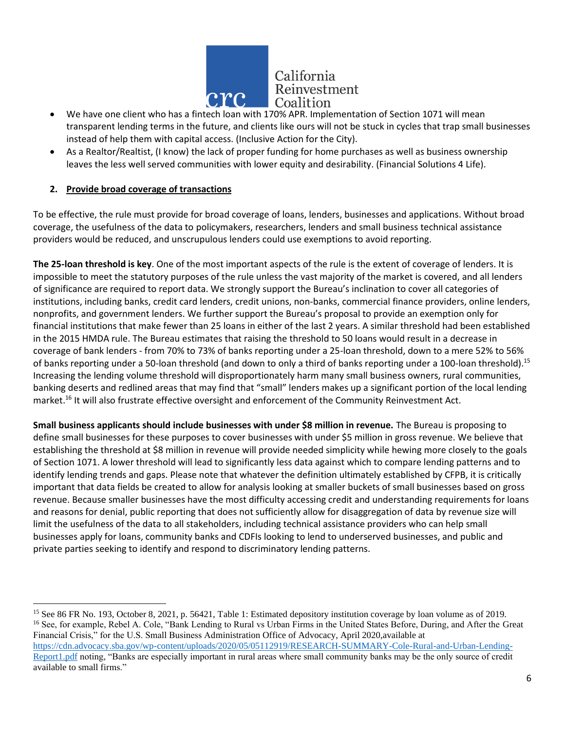- We have one client who has a fintech loan with 170% APR. Implementation of Section 1071 will mean transparent lending terms in the future, and clients like ours will not be stuck in cycles that trap small businesses instead of help them with capital access. (Inclusive Action for the City).
- As a Realtor/Realtist, (I know) the lack of proper funding for home purchases as well as business ownership leaves the less well served communities with lower equity and desirability. (Financial Solutions 4 Life).

## 2. Provide broad coverage of transactions

To be effective, the rule must provide for broad coverage of loans, lenders, businesses and applications. Without broad coverage, the usefulness of the data to policymakers, researchers, lenders and small business technical assistance providers would be reduced, and unscrupulous lenders could use exemptions to avoid reporting.

**The 25-loan threshold is key**. One of the most important aspects of the rule is the extent of coverage of lenders. It is impossible to meet the statutory purposes of the rule unless the vast majority of the market is covered, and all lenders of significance are required to report data. We strongly support the Bureau's inclination to cover all categories of institutions, including banks, credit card lenders, credit unions, non-banks, commercial finance providers, online lenders, nonprofits, and government lenders. We further support the Bureau's proposal to provide an exemption only for financial institutions that make fewer than 25 loans in either of the last 2 years. A similar threshold had been established in the 2015 HMDA rule. The Bureau estimates that raising the threshold to 50 loans would result in a decrease in coverage of bank lenders - from 70% to 73% of banks reporting under a 25-loan threshold, down to a mere 52% to 56% of banks reporting under a 50-loan threshold (and down to only a third of banks reporting under a 100-loan threshold).[15] Increasing the lending volume threshold will disproportionately harm many small business owners, rural communities, banking deserts and redlined areas that may find that "small" lenders makes up a significant portion of the local lending market.[16] It will also frustrate effective oversight and enforcement of the Community Reinvestment Act.

**Small business applicants should include businesses with under $8 million in revenue.** The Bureau is proposing to define small businesses for these purposes to cover businesses with under $5 million in gross revenue. We believe that establishing the threshold at $8 million in revenue will provide needed simplicity while hewing more closely to the goals of Section 1071. A lower threshold will lead to significantly less data against which to compare lending patterns and to identify lending trends and gaps. Please note that whatever the definition ultimately established by CFPB, it is critically important that data fields be created to allow for analysis looking at smaller buckets of small businesses based on gross revenue. Because smaller businesses have the most difficulty accessing credit and understanding requirements for loans and reasons for denial, public reporting that does not sufficiently allow for disaggregation of data by revenue size will limit the usefulness of the data to all stakeholders, including technical assistance providers who can help small businesses apply for loans, community banks and CDFIs looking to lend to underserved businesses, and public and private parties seeking to identify and respond to discriminatory lending patterns.

---

[15] See 86 FR No. 193, October 8, 2021, p. 56421, Table 1: Estimated depository institution coverage by loan volume as of 2019.

[16] See, for example, Rebel A. Cole, "Bank Lending to Rural vs Urban Firms in the United States Before, During, and After the Great Financial Crisis," for the U.S. Small Business Administration Office of Advocacy, April 2020,available at https://cdn.advocacy.sba.gov/wp-content/uploads/2020/05/05112919/RESEARCH-SUMMARY-Cole-Rural-and-Urban-Lending-Report1.pdf noting, "Banks are especially important in rural areas where small community banks may be the only source of credit available to small firms."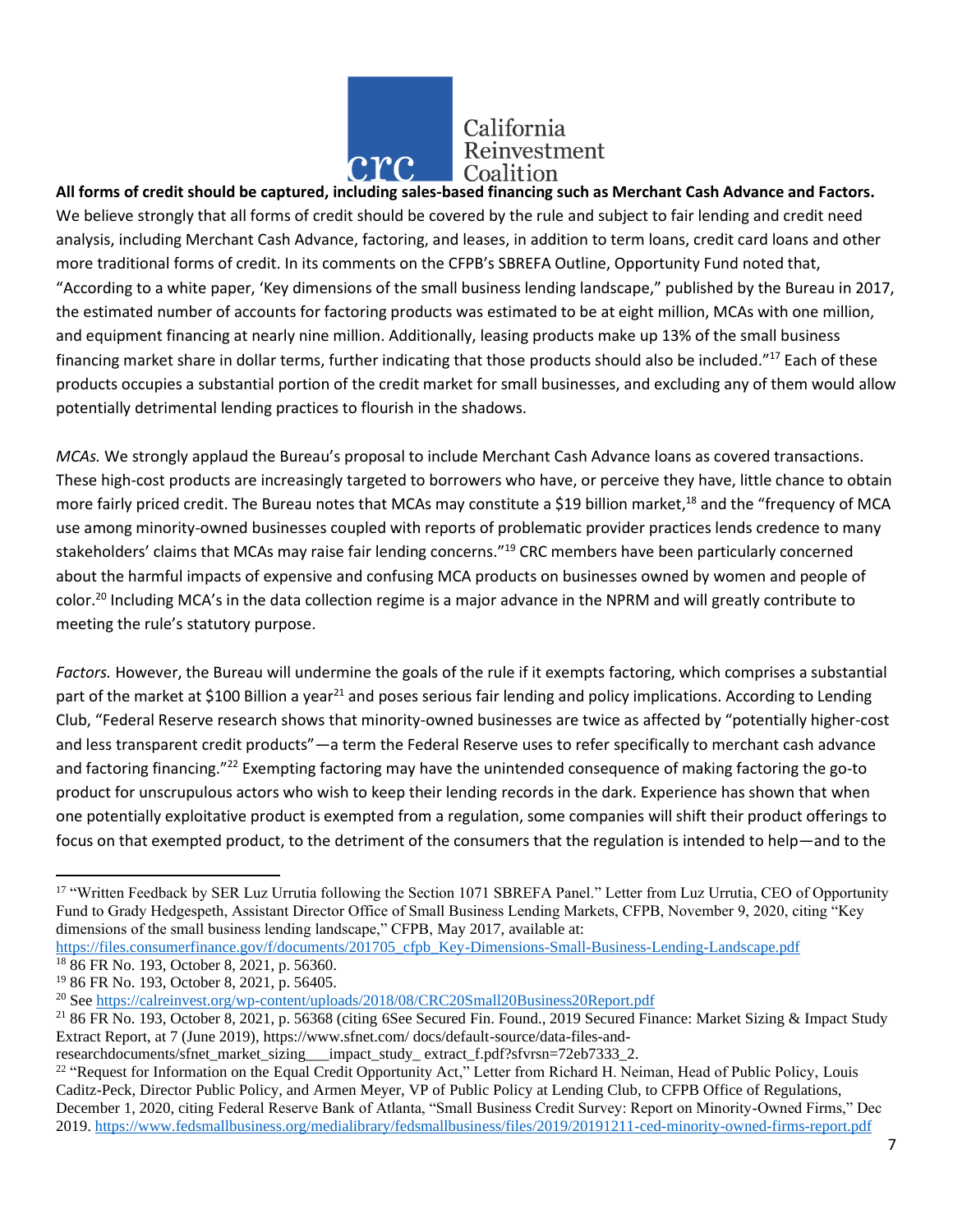**All forms of credit should be captured, including sales-based financing such as Merchant Cash Advance and Factors.** We believe strongly that all forms of credit should be covered by the rule and subject to fair lending and credit need analysis, including Merchant Cash Advance, factoring, and leases, in addition to term loans, credit card loans and other more traditional forms of credit. In its comments on the CFPB's SBREFA Outline, Opportunity Fund noted that, "According to a white paper, 'Key dimensions of the small business lending landscape," published by the Bureau in 2017, the estimated number of accounts for factoring products was estimated to be at eight million, MCAs with one million, and equipment financing at nearly nine million. Additionally, leasing products make up 13% of the small business financing market share in dollar terms, further indicating that those products should also be included."[17] Each of these products occupies a substantial portion of the credit market for small businesses, and excluding any of them would allow potentially detrimental lending practices to flourish in the shadows.

*MCAs.* We strongly applaud the Bureau's proposal to include Merchant Cash Advance loans as covered transactions. These high-cost products are increasingly targeted to borrowers who have, or perceive they have, little chance to obtain more fairly priced credit. The Bureau notes that MCAs may constitute a $19 billion market,[18] and the "frequency of MCA use among minority-owned businesses coupled with reports of problematic provider practices lends credence to many stakeholders' claims that MCAs may raise fair lending concerns."[19] CRC members have been particularly concerned about the harmful impacts of expensive and confusing MCA products on businesses owned by women and people of color.[20] Including MCA's in the data collection regime is a major advance in the NPRM and will greatly contribute to meeting the rule's statutory purpose.

*Factors.* However, the Bureau will undermine the goals of the rule if it exempts factoring, which comprises a substantial part of the market at $100 Billion a year[21] and poses serious fair lending and policy implications. According to Lending Club, "Federal Reserve research shows that minority-owned businesses are twice as affected by "potentially higher-cost and less transparent credit products"—a term the Federal Reserve uses to refer specifically to merchant cash advance and factoring financing."[22] Exempting factoring may have the unintended consequence of making factoring the go-to product for unscrupulous actors who wish to keep their lending records in the dark. Experience has shown that when one potentially exploitative product is exempted from a regulation, some companies will shift their product offerings to focus on that exempted product, to the detriment of the consumers that the regulation is intended to help—and to the

---

[17] "Written Feedback by SER Luz Urrutia following the Section 1071 SBREFA Panel." Letter from Luz Urrutia, CEO of Opportunity Fund to Grady Hedgespeth, Assistant Director Office of Small Business Lending Markets, CFPB, November 9, 2020, citing "Key dimensions of the small business lending landscape," CFPB, May 2017, available at: https://files.consumerfinance.gov/f/documents/201705_cfpb_Key-Dimensions-Small-Business-Lending-Landscape.pdf

[18] 86 FR No. 193, October 8, 2021, p. 56360.

[19] 86 FR No. 193, October 8, 2021, p. 56405.

[20] See https://calreinvest.org/wp-content/uploads/2018/08/CRC20Small20Business20Report.pdf

[21] 86 FR No. 193, October 8, 2021, p. 56368 (citing 6See Secured Fin. Found., 2019 Secured Finance: Market Sizing & Impact Study Extract Report, at 7 (June 2019), https://www.sfnet.com/ docs/default-source/data-files-and-researchdocuments/sfnet_market_sizing___impact_study_ extract_f.pdf?sfvrsn=72eb7333_2.

[22] "Request for Information on the Equal Credit Opportunity Act," Letter from Richard H. Neiman, Head of Public Policy, Louis Caditz-Peck, Director Public Policy, and Armen Meyer, VP of Public Policy at Lending Club, to CFPB Office of Regulations, December 1, 2020, citing Federal Reserve Bank of Atlanta, "Small Business Credit Survey: Report on Minority-Owned Firms," Dec 2019. https://www.fedsmallbusiness.org/medialibrary/fedsmallbusiness/files/2019/20191211-ced-minority-owned-firms-report.pdf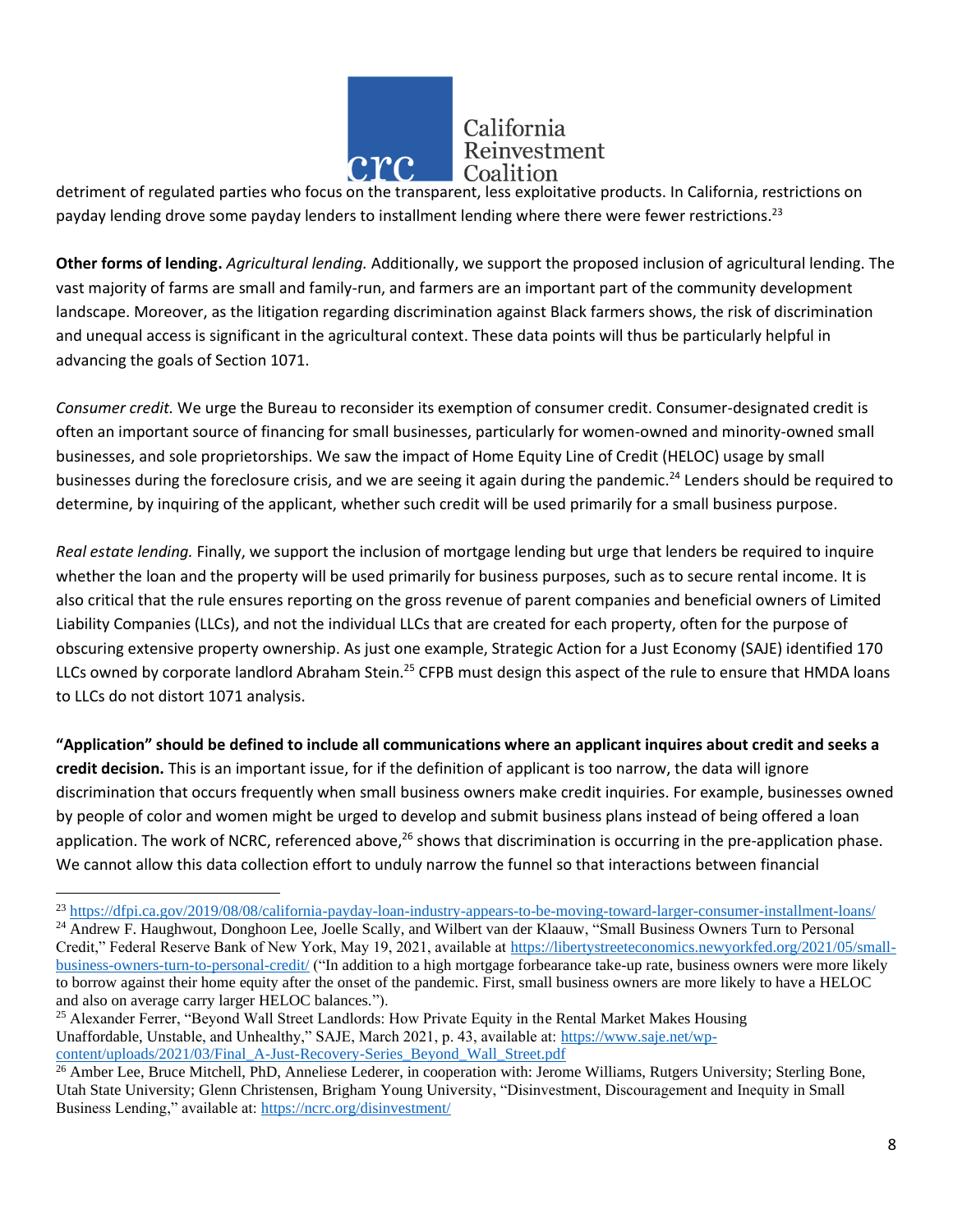detriment of regulated parties who focus on the transparent, less exploitative products. In California, restrictions on payday lending drove some payday lenders to installment lending where there were fewer restrictions.[23]

**Other forms of lending.** *Agricultural lending.* Additionally, we support the proposed inclusion of agricultural lending. The vast majority of farms are small and family-run, and farmers are an important part of the community development landscape. Moreover, as the litigation regarding discrimination against Black farmers shows, the risk of discrimination and unequal access is significant in the agricultural context. These data points will thus be particularly helpful in advancing the goals of Section 1071.

*Consumer credit.* We urge the Bureau to reconsider its exemption of consumer credit. Consumer-designated credit is often an important source of financing for small businesses, particularly for women-owned and minority-owned small businesses, and sole proprietorships. We saw the impact of Home Equity Line of Credit (HELOC) usage by small businesses during the foreclosure crisis, and we are seeing it again during the pandemic.[24] Lenders should be required to determine, by inquiring of the applicant, whether such credit will be used primarily for a small business purpose.

*Real estate lending.* Finally, we support the inclusion of mortgage lending but urge that lenders be required to inquire whether the loan and the property will be used primarily for business purposes, such as to secure rental income. It is also critical that the rule ensures reporting on the gross revenue of parent companies and beneficial owners of Limited Liability Companies (LLCs), and not the individual LLCs that are created for each property, often for the purpose of obscuring extensive property ownership. As just one example, Strategic Action for a Just Economy (SAJE) identified 170 LLCs owned by corporate landlord Abraham Stein.[25] CFPB must design this aspect of the rule to ensure that HMDA loans to LLCs do not distort 1071 analysis.

**"Application" should be defined to include all communications where an applicant inquires about credit and seeks a credit decision.** This is an important issue, for if the definition of applicant is too narrow, the data will ignore discrimination that occurs frequently when small business owners make credit inquiries. For example, businesses owned by people of color and women might be urged to develop and submit business plans instead of being offered a loan application. The work of NCRC, referenced above,[26] shows that discrimination is occurring in the pre-application phase. We cannot allow this data collection effort to unduly narrow the funnel so that interactions between financial

---

[23] https://dfpi.ca.gov/2019/08/08/california-payday-loan-industry-appears-to-be-moving-toward-larger-consumer-installment-loans/

[24] Andrew F. Haughwout, Donghoon Lee, Joelle Scally, and Wilbert van der Klaauw, "Small Business Owners Turn to Personal Credit," Federal Reserve Bank of New York, May 19, 2021, available at https://libertystreeteconomics.newyorkfed.org/2021/05/small-business-owners-turn-to-personal-credit/ ("In addition to a high mortgage forbearance take-up rate, business owners were more likely to borrow against their home equity after the onset of the pandemic. First, small business owners are more likely to have a HELOC and also on average carry larger HELOC balances.").

[25] Alexander Ferrer, "Beyond Wall Street Landlords: How Private Equity in the Rental Market Makes Housing Unaffordable, Unstable, and Unhealthy," SAJE, March 2021, p. 43, available at: https://www.saje.net/wp-content/uploads/2021/03/Final_A-Just-Recovery-Series_Beyond_Wall_Street.pdf

[26] Amber Lee, Bruce Mitchell, PhD, Anneliese Lederer, in cooperation with: Jerome Williams, Rutgers University; Sterling Bone, Utah State University; Glenn Christensen, Brigham Young University, "Disinvestment, Discouragement and Inequity in Small Business Lending," available at: https://ncrc.org/disinvestment/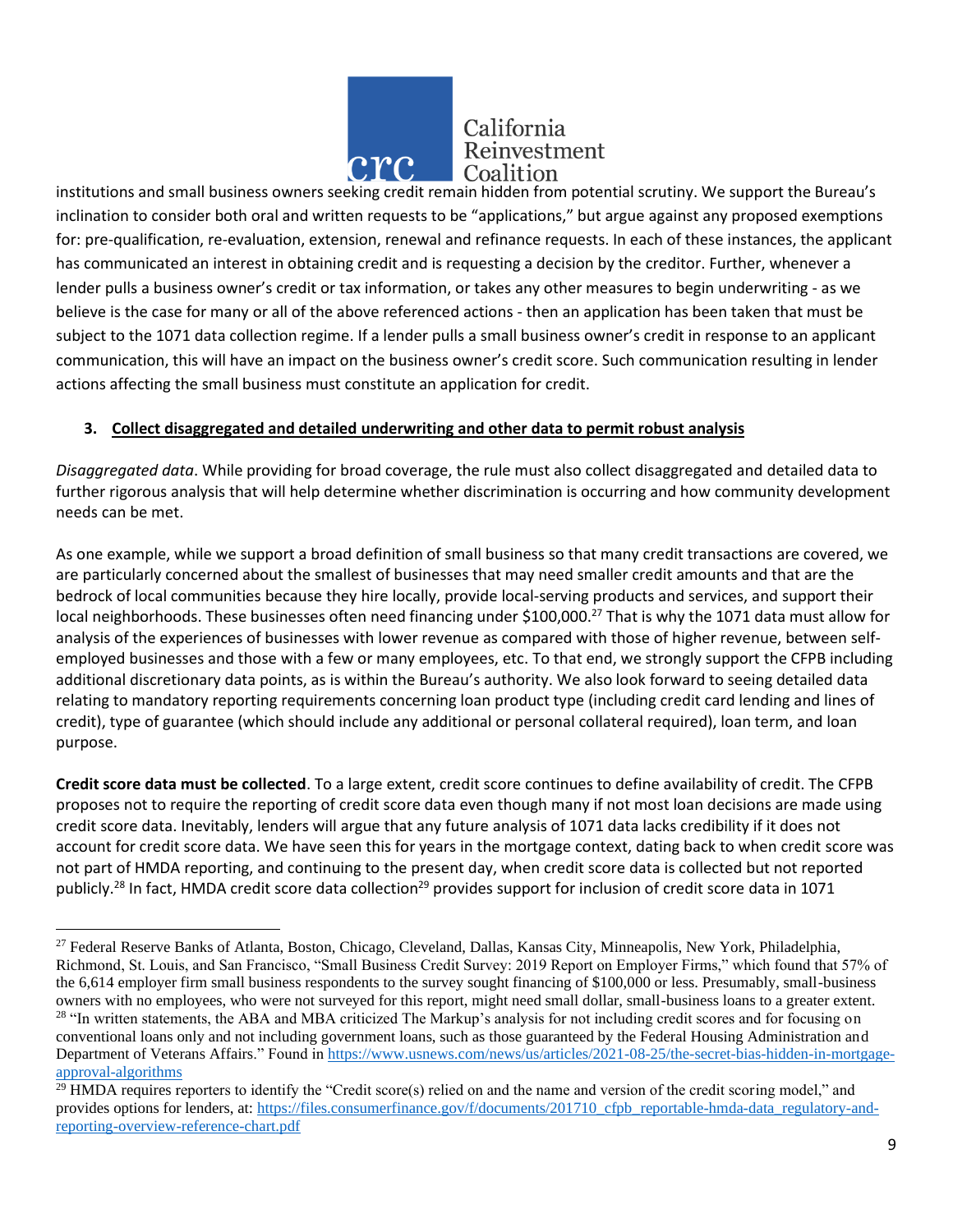institutions and small business owners seeking credit remain hidden from potential scrutiny. We support the Bureau's inclination to consider both oral and written requests to be "applications," but argue against any proposed exemptions for: pre-qualification, re-evaluation, extension, renewal and refinance requests. In each of these instances, the applicant has communicated an interest in obtaining credit and is requesting a decision by the creditor. Further, whenever a lender pulls a business owner's credit or tax information, or takes any other measures to begin underwriting - as we believe is the case for many or all of the above referenced actions - then an application has been taken that must be subject to the 1071 data collection regime. If a lender pulls a small business owner's credit in response to an applicant communication, this will have an impact on the business owner's credit score. Such communication resulting in lender actions affecting the small business must constitute an application for credit.

### 3. Collect disaggregated and detailed underwriting and other data to permit robust analysis

*Disaggregated data*. While providing for broad coverage, the rule must also collect disaggregated and detailed data to further rigorous analysis that will help determine whether discrimination is occurring and how community development needs can be met.

As one example, while we support a broad definition of small business so that many credit transactions are covered, we are particularly concerned about the smallest of businesses that may need smaller credit amounts and that are the bedrock of local communities because they hire locally, provide local-serving products and services, and support their local neighborhoods. These businesses often need financing under $100,000.[27] That is why the 1071 data must allow for analysis of the experiences of businesses with lower revenue as compared with those of higher revenue, between self-employed businesses and those with a few or many employees, etc. To that end, we strongly support the CFPB including additional discretionary data points, as is within the Bureau's authority. We also look forward to seeing detailed data relating to mandatory reporting requirements concerning loan product type (including credit card lending and lines of credit), type of guarantee (which should include any additional or personal collateral required), loan term, and loan purpose.

**Credit score data must be collected**. To a large extent, credit score continues to define availability of credit. The CFPB proposes not to require the reporting of credit score data even though many if not most loan decisions are made using credit score data. Inevitably, lenders will argue that any future analysis of 1071 data lacks credibility if it does not account for credit score data. We have seen this for years in the mortgage context, dating back to when credit score was not part of HMDA reporting, and continuing to the present day, when credit score data is collected but not reported publicly.[28] In fact, HMDA credit score data collection[29] provides support for inclusion of credit score data in 1071

---

[27] Federal Reserve Banks of Atlanta, Boston, Chicago, Cleveland, Dallas, Kansas City, Minneapolis, New York, Philadelphia, Richmond, St. Louis, and San Francisco, "Small Business Credit Survey: 2019 Report on Employer Firms," which found that 57% of the 6,614 employer firm small business respondents to the survey sought financing of $100,000 or less. Presumably, small-business owners with no employees, who were not surveyed for this report, might need small dollar, small-business loans to a greater extent.

[28] "In written statements, the ABA and MBA criticized The Markup's analysis for not including credit scores and for focusing on conventional loans only and not including government loans, such as those guaranteed by the Federal Housing Administration and Department of Veterans Affairs." Found in https://www.usnews.com/news/us/articles/2021-08-25/the-secret-bias-hidden-in-mortgage-approval-algorithms

[29] HMDA requires reporters to identify the "Credit score(s) relied on and the name and version of the credit scoring model," and provides options for lenders, at: https://files.consumerfinance.gov/f/documents/201710_cfpb_reportable-hmda-data_regulatory-and-reporting-overview-reference-chart.pdf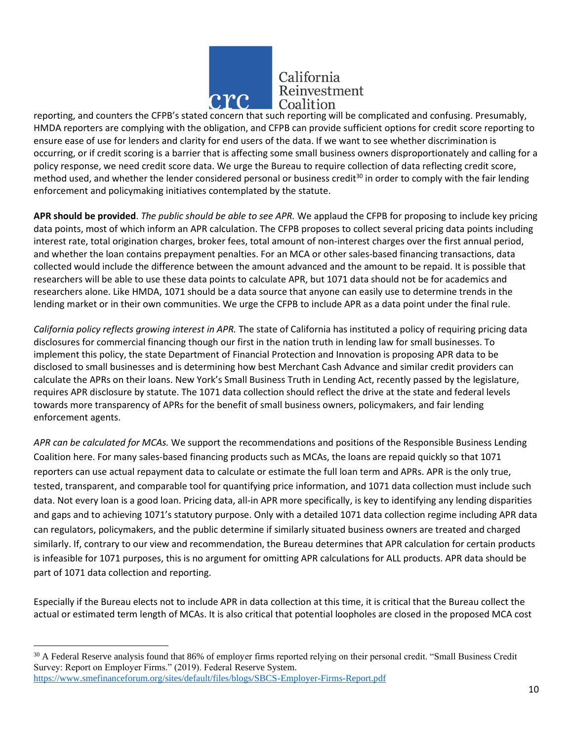reporting, and counters the CFPB's stated concern that such reporting will be complicated and confusing. Presumably, HMDA reporters are complying with the obligation, and CFPB can provide sufficient options for credit score reporting to ensure ease of use for lenders and clarity for end users of the data. If we want to see whether discrimination is occurring, or if credit scoring is a barrier that is affecting some small business owners disproportionately and calling for a policy response, we need credit score data. We urge the Bureau to require collection of data reflecting credit score, method used, and whether the lender considered personal or business credit[30] in order to comply with the fair lending enforcement and policymaking initiatives contemplated by the statute.

**APR should be provided**. *The public should be able to see APR.* We applaud the CFPB for proposing to include key pricing data points, most of which inform an APR calculation. The CFPB proposes to collect several pricing data points including interest rate, total origination charges, broker fees, total amount of non-interest charges over the first annual period, and whether the loan contains prepayment penalties. For an MCA or other sales-based financing transactions, data collected would include the difference between the amount advanced and the amount to be repaid. It is possible that researchers will be able to use these data points to calculate APR, but 1071 data should not be for academics and researchers alone. Like HMDA, 1071 should be a data source that anyone can easily use to determine trends in the lending market or in their own communities. We urge the CFPB to include APR as a data point under the final rule.

*California policy reflects growing interest in APR.* The state of California has instituted a policy of requiring pricing data disclosures for commercial financing though our first in the nation truth in lending law for small businesses. To implement this policy, the state Department of Financial Protection and Innovation is proposing APR data to be disclosed to small businesses and is determining how best Merchant Cash Advance and similar credit providers can calculate the APRs on their loans. New York's Small Business Truth in Lending Act, recently passed by the legislature, requires APR disclosure by statute. The 1071 data collection should reflect the drive at the state and federal levels towards more transparency of APRs for the benefit of small business owners, policymakers, and fair lending enforcement agents.

*APR can be calculated for MCAs.* We support the recommendations and positions of the Responsible Business Lending Coalition here. For many sales-based financing products such as MCAs, the loans are repaid quickly so that 1071 reporters can use actual repayment data to calculate or estimate the full loan term and APRs. APR is the only true, tested, transparent, and comparable tool for quantifying price information, and 1071 data collection must include such data. Not every loan is a good loan. Pricing data, all-in APR more specifically, is key to identifying any lending disparities and gaps and to achieving 1071's statutory purpose. Only with a detailed 1071 data collection regime including APR data can regulators, policymakers, and the public determine if similarly situated business owners are treated and charged similarly. If, contrary to our view and recommendation, the Bureau determines that APR calculation for certain products is infeasible for 1071 purposes, this is no argument for omitting APR calculations for ALL products. APR data should be part of 1071 data collection and reporting.

Especially if the Bureau elects not to include APR in data collection at this time, it is critical that the Bureau collect the actual or estimated term length of MCAs. It is also critical that potential loopholes are closed in the proposed MCA cost

---

[30] A Federal Reserve analysis found that 86% of employer firms reported relying on their personal credit. "Small Business Credit Survey: Report on Employer Firms." (2019). Federal Reserve System. https://www.smefinanceforum.org/sites/default/files/blogs/SBCS-Employer-Firms-Report.pdf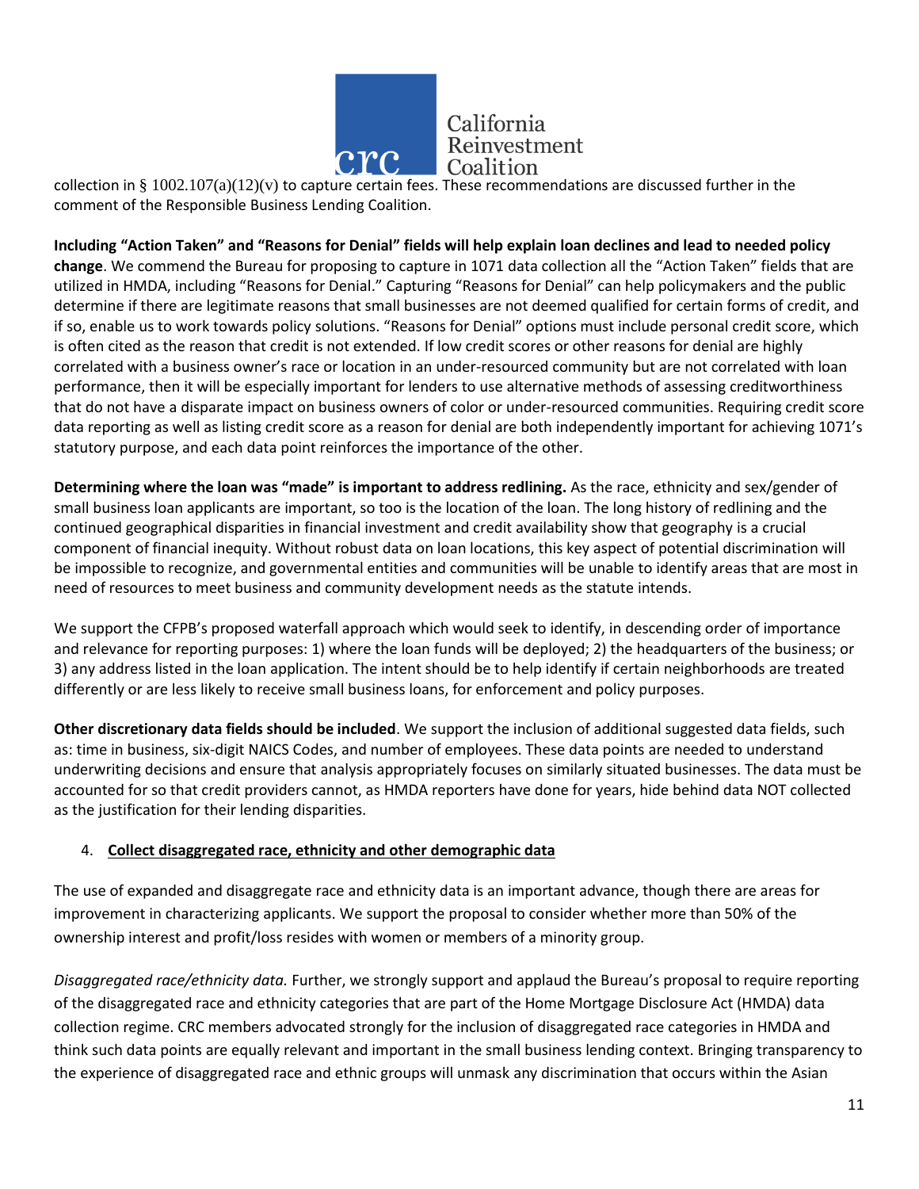collection in § 1002.107(a)(12)(v) to capture certain fees. These recommendations are discussed further in the comment of the Responsible Business Lending Coalition.

**Including "Action Taken" and "Reasons for Denial" fields will help explain loan declines and lead to needed policy change**. We commend the Bureau for proposing to capture in 1071 data collection all the "Action Taken" fields that are utilized in HMDA, including "Reasons for Denial." Capturing "Reasons for Denial" can help policymakers and the public determine if there are legitimate reasons that small businesses are not deemed qualified for certain forms of credit, and if so, enable us to work towards policy solutions. "Reasons for Denial" options must include personal credit score, which is often cited as the reason that credit is not extended. If low credit scores or other reasons for denial are highly correlated with a business owner's race or location in an under-resourced community but are not correlated with loan performance, then it will be especially important for lenders to use alternative methods of assessing creditworthiness that do not have a disparate impact on business owners of color or under-resourced communities. Requiring credit score data reporting as well as listing credit score as a reason for denial are both independently important for achieving 1071's statutory purpose, and each data point reinforces the importance of the other.

**Determining where the loan was "made" is important to address redlining.** As the race, ethnicity and sex/gender of small business loan applicants are important, so too is the location of the loan. The long history of redlining and the continued geographical disparities in financial investment and credit availability show that geography is a crucial component of financial inequity. Without robust data on loan locations, this key aspect of potential discrimination will be impossible to recognize, and governmental entities and communities will be unable to identify areas that are most in need of resources to meet business and community development needs as the statute intends.

We support the CFPB's proposed waterfall approach which would seek to identify, in descending order of importance and relevance for reporting purposes: 1) where the loan funds will be deployed; 2) the headquarters of the business; or 3) any address listed in the loan application. The intent should be to help identify if certain neighborhoods are treated differently or are less likely to receive small business loans, for enforcement and policy purposes.

**Other discretionary data fields should be included**. We support the inclusion of additional suggested data fields, such as: time in business, six-digit NAICS Codes, and number of employees. These data points are needed to understand underwriting decisions and ensure that analysis appropriately focuses on similarly situated businesses. The data must be accounted for so that credit providers cannot, as HMDA reporters have done for years, hide behind data NOT collected as the justification for their lending disparities.

4. **<u>Collect disaggregated race, ethnicity and other demographic data</u>**

The use of expanded and disaggregate race and ethnicity data is an important advance, though there are areas for improvement in characterizing applicants. We support the proposal to consider whether more than 50% of the ownership interest and profit/loss resides with women or members of a minority group.

*Disaggregated race/ethnicity data.* Further, we strongly support and applaud the Bureau's proposal to require reporting of the disaggregated race and ethnicity categories that are part of the Home Mortgage Disclosure Act (HMDA) data collection regime. CRC members advocated strongly for the inclusion of disaggregated race categories in HMDA and think such data points are equally relevant and important in the small business lending context. Bringing transparency to the experience of disaggregated race and ethnic groups will unmask any discrimination that occurs within the Asian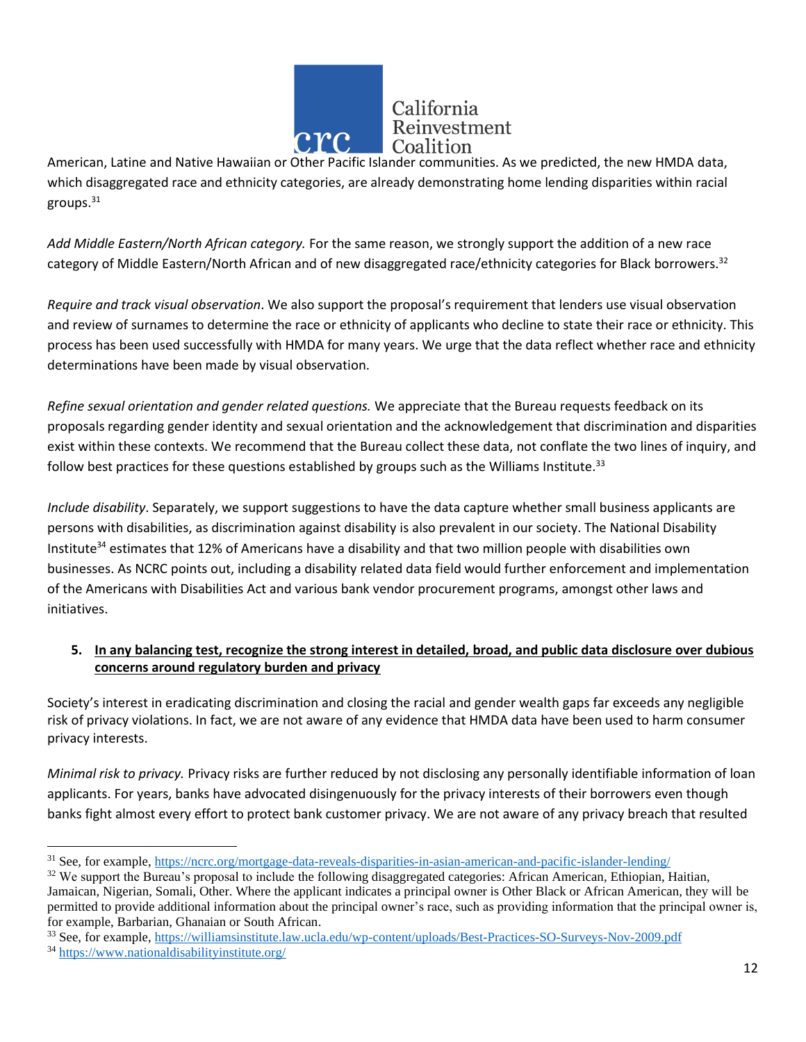American, Latine and Native Hawaiian or Other Pacific Islander communities. As we predicted, the new HMDA data, which disaggregated race and ethnicity categories, are already demonstrating home lending disparities within racial groups.[31]

*Add Middle Eastern/North African category.* For the same reason, we strongly support the addition of a new race category of Middle Eastern/North African and of new disaggregated race/ethnicity categories for Black borrowers.[32]

*Require and track visual observation*. We also support the proposal's requirement that lenders use visual observation and review of surnames to determine the race or ethnicity of applicants who decline to state their race or ethnicity. This process has been used successfully with HMDA for many years. We urge that the data reflect whether race and ethnicity determinations have been made by visual observation.

*Refine sexual orientation and gender related questions.* We appreciate that the Bureau requests feedback on its proposals regarding gender identity and sexual orientation and the acknowledgement that discrimination and disparities exist within these contexts. We recommend that the Bureau collect these data, not conflate the two lines of inquiry, and follow best practices for these questions established by groups such as the Williams Institute.[33]

*Include disability*. Separately, we support suggestions to have the data capture whether small business applicants are persons with disabilities, as discrimination against disability is also prevalent in our society. The National Disability Institute[34] estimates that 12% of Americans have a disability and that two million people with disabilities own businesses. As NCRC points out, including a disability related data field would further enforcement and implementation of the Americans with Disabilities Act and various bank vendor procurement programs, amongst other laws and initiatives.

5. **In any balancing test, recognize the strong interest in detailed, broad, and public data disclosure over dubious concerns around regulatory burden and privacy**

Society's interest in eradicating discrimination and closing the racial and gender wealth gaps far exceeds any negligible risk of privacy violations. In fact, we are not aware of any evidence that HMDA data have been used to harm consumer privacy interests.

*Minimal risk to privacy.* Privacy risks are further reduced by not disclosing any personally identifiable information of loan applicants. For years, banks have advocated disingenuously for the privacy interests of their borrowers even though banks fight almost every effort to protect bank customer privacy. We are not aware of any privacy breach that resulted

---

[31] See, for example, https://ncrc.org/mortgage-data-reveals-disparities-in-asian-american-and-pacific-islander-lending/

[32] We support the Bureau's proposal to include the following disaggregated categories: African American, Ethiopian, Haitian, Jamaican, Nigerian, Somali, Other. Where the applicant indicates a principal owner is Other Black or African American, they will be permitted to provide additional information about the principal owner's race, such as providing information that the principal owner is, for example, Barbarian, Ghanaian or South African.

[33] See, for example, https://williamsinstitute.law.ucla.edu/wp-content/uploads/Best-Practices-SO-Surveys-Nov-2009.pdf

[34] https://www.nationaldisabilityinstitute.org/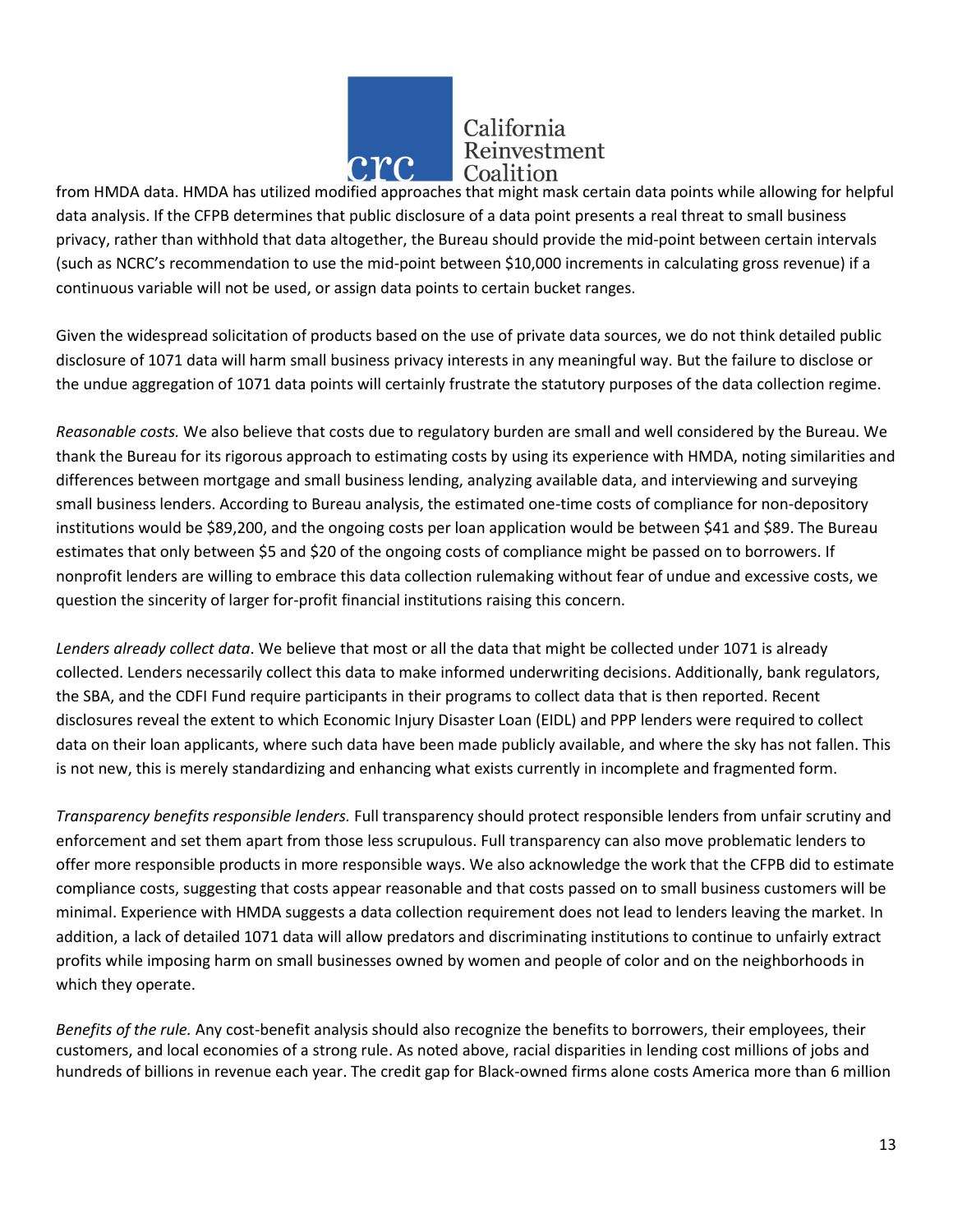from HMDA data. HMDA has utilized modified approaches that might mask certain data points while allowing for helpful data analysis. If the CFPB determines that public disclosure of a data point presents a real threat to small business privacy, rather than withhold that data altogether, the Bureau should provide the mid-point between certain intervals (such as NCRC's recommendation to use the mid-point between $10,000 increments in calculating gross revenue) if a continuous variable will not be used, or assign data points to certain bucket ranges.

Given the widespread solicitation of products based on the use of private data sources, we do not think detailed public disclosure of 1071 data will harm small business privacy interests in any meaningful way. But the failure to disclose or the undue aggregation of 1071 data points will certainly frustrate the statutory purposes of the data collection regime.

*Reasonable costs.* We also believe that costs due to regulatory burden are small and well considered by the Bureau. We thank the Bureau for its rigorous approach to estimating costs by using its experience with HMDA, noting similarities and differences between mortgage and small business lending, analyzing available data, and interviewing and surveying small business lenders. According to Bureau analysis, the estimated one-time costs of compliance for non-depository institutions would be $89,200, and the ongoing costs per loan application would be between $41 and $89. The Bureau estimates that only between $5 and $20 of the ongoing costs of compliance might be passed on to borrowers. If nonprofit lenders are willing to embrace this data collection rulemaking without fear of undue and excessive costs, we question the sincerity of larger for-profit financial institutions raising this concern.

*Lenders already collect data*. We believe that most or all the data that might be collected under 1071 is already collected. Lenders necessarily collect this data to make informed underwriting decisions. Additionally, bank regulators, the SBA, and the CDFI Fund require participants in their programs to collect data that is then reported. Recent disclosures reveal the extent to which Economic Injury Disaster Loan (EIDL) and PPP lenders were required to collect data on their loan applicants, where such data have been made publicly available, and where the sky has not fallen. This is not new, this is merely standardizing and enhancing what exists currently in incomplete and fragmented form.

*Transparency benefits responsible lenders.* Full transparency should protect responsible lenders from unfair scrutiny and enforcement and set them apart from those less scrupulous. Full transparency can also move problematic lenders to offer more responsible products in more responsible ways. We also acknowledge the work that the CFPB did to estimate compliance costs, suggesting that costs appear reasonable and that costs passed on to small business customers will be minimal. Experience with HMDA suggests a data collection requirement does not lead to lenders leaving the market. In addition, a lack of detailed 1071 data will allow predators and discriminating institutions to continue to unfairly extract profits while imposing harm on small businesses owned by women and people of color and on the neighborhoods in which they operate.

*Benefits of the rule.* Any cost-benefit analysis should also recognize the benefits to borrowers, their employees, their customers, and local economies of a strong rule. As noted above, racial disparities in lending cost millions of jobs and hundreds of billions in revenue each year. The credit gap for Black-owned firms alone costs America more than 6 million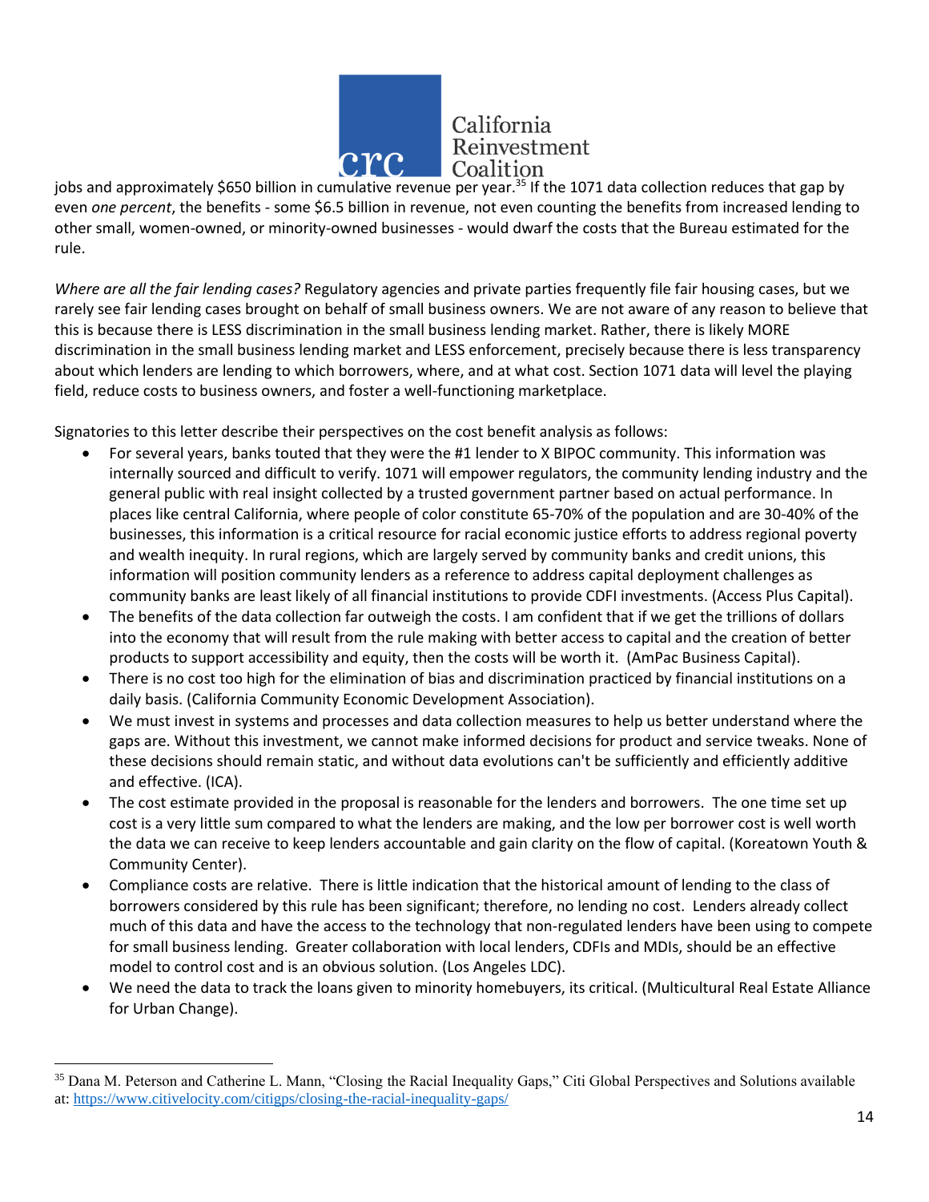jobs and approximately $650 billion in cumulative revenue per year.[35] If the 1071 data collection reduces that gap by even *one percent*, the benefits - some $6.5 billion in revenue, not even counting the benefits from increased lending to other small, women-owned, or minority-owned businesses - would dwarf the costs that the Bureau estimated for the rule.

*Where are all the fair lending cases?* Regulatory agencies and private parties frequently file fair housing cases, but we rarely see fair lending cases brought on behalf of small business owners. We are not aware of any reason to believe that this is because there is LESS discrimination in the small business lending market. Rather, there is likely MORE discrimination in the small business lending market and LESS enforcement, precisely because there is less transparency about which lenders are lending to which borrowers, where, and at what cost. Section 1071 data will level the playing field, reduce costs to business owners, and foster a well-functioning marketplace.

Signatories to this letter describe their perspectives on the cost benefit analysis as follows:

- For several years, banks touted that they were the #1 lender to X BIPOC community. This information was internally sourced and difficult to verify. 1071 will empower regulators, the community lending industry and the general public with real insight collected by a trusted government partner based on actual performance. In places like central California, where people of color constitute 65-70% of the population and are 30-40% of the businesses, this information is a critical resource for racial economic justice efforts to address regional poverty and wealth inequity. In rural regions, which are largely served by community banks and credit unions, this information will position community lenders as a reference to address capital deployment challenges as community banks are least likely of all financial institutions to provide CDFI investments. (Access Plus Capital).
- The benefits of the data collection far outweigh the costs. I am confident that if we get the trillions of dollars into the economy that will result from the rule making with better access to capital and the creation of better products to support accessibility and equity, then the costs will be worth it. (AmPac Business Capital).
- There is no cost too high for the elimination of bias and discrimination practiced by financial institutions on a daily basis. (California Community Economic Development Association).
- We must invest in systems and processes and data collection measures to help us better understand where the gaps are. Without this investment, we cannot make informed decisions for product and service tweaks. None of these decisions should remain static, and without data evolutions can't be sufficiently and efficiently additive and effective. (ICA).
- The cost estimate provided in the proposal is reasonable for the lenders and borrowers. The one time set up cost is a very little sum compared to what the lenders are making, and the low per borrower cost is well worth the data we can receive to keep lenders accountable and gain clarity on the flow of capital. (Koreatown Youth & Community Center).
- Compliance costs are relative. There is little indication that the historical amount of lending to the class of borrowers considered by this rule has been significant; therefore, no lending no cost. Lenders already collect much of this data and have the access to the technology that non-regulated lenders have been using to compete for small business lending. Greater collaboration with local lenders, CDFIs and MDIs, should be an effective model to control cost and is an obvious solution. (Los Angeles LDC).
- We need the data to track the loans given to minority homebuyers, its critical. (Multicultural Real Estate Alliance for Urban Change).

[35] Dana M. Peterson and Catherine L. Mann, "Closing the Racial Inequality Gaps," Citi Global Perspectives and Solutions available at: https://www.citivelocity.com/citigps/closing-the-racial-inequality-gaps/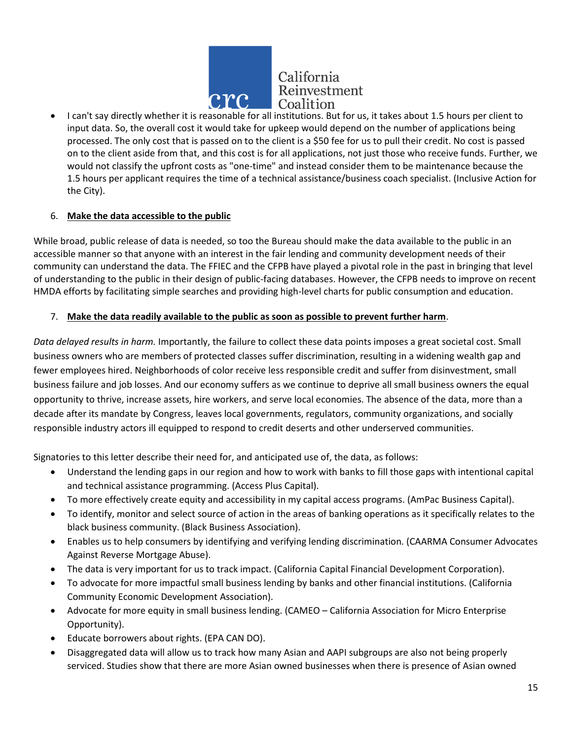- I can't say directly whether it is reasonable for all institutions. But for us, it takes about 1.5 hours per client to input data. So, the overall cost it would take for upkeep would depend on the number of applications being processed. The only cost that is passed on to the client is a $50 fee for us to pull their credit. No cost is passed on to the client aside from that, and this cost is for all applications, not just those who receive funds. Further, we would not classify the upfront costs as "one-time" and instead consider them to be maintenance because the 1.5 hours per applicant requires the time of a technical assistance/business coach specialist. (Inclusive Action for the City).

6. **<u>Make the data accessible to the public</u>**

While broad, public release of data is needed, so too the Bureau should make the data available to the public in an accessible manner so that anyone with an interest in the fair lending and community development needs of their community can understand the data. The FFIEC and the CFPB have played a pivotal role in the past in bringing that level of understanding to the public in their design of public-facing databases. However, the CFPB needs to improve on recent HMDA efforts by facilitating simple searches and providing high-level charts for public consumption and education.

7. **<u>Make the data readily available to the public as soon as possible to prevent further harm</u>**.

*Data delayed results in harm.* Importantly, the failure to collect these data points imposes a great societal cost. Small business owners who are members of protected classes suffer discrimination, resulting in a widening wealth gap and fewer employees hired. Neighborhoods of color receive less responsible credit and suffer from disinvestment, small business failure and job losses. And our economy suffers as we continue to deprive all small business owners the equal opportunity to thrive, increase assets, hire workers, and serve local economies. The absence of the data, more than a decade after its mandate by Congress, leaves local governments, regulators, community organizations, and socially responsible industry actors ill equipped to respond to credit deserts and other underserved communities.

Signatories to this letter describe their need for, and anticipated use of, the data, as follows:

- Understand the lending gaps in our region and how to work with banks to fill those gaps with intentional capital and technical assistance programming. (Access Plus Capital).
- To more effectively create equity and accessibility in my capital access programs. (AmPac Business Capital).
- To identify, monitor and select source of action in the areas of banking operations as it specifically relates to the black business community. (Black Business Association).
- Enables us to help consumers by identifying and verifying lending discrimination. (CAARMA Consumer Advocates Against Reverse Mortgage Abuse).
- The data is very important for us to track impact. (California Capital Financial Development Corporation).
- To advocate for more impactful small business lending by banks and other financial institutions. (California Community Economic Development Association).
- Advocate for more equity in small business lending. (CAMEO – California Association for Micro Enterprise Opportunity).
- Educate borrowers about rights. (EPA CAN DO).
- Disaggregated data will allow us to track how many Asian and AAPI subgroups are also not being properly serviced. Studies show that there are more Asian owned businesses when there is presence of Asian owned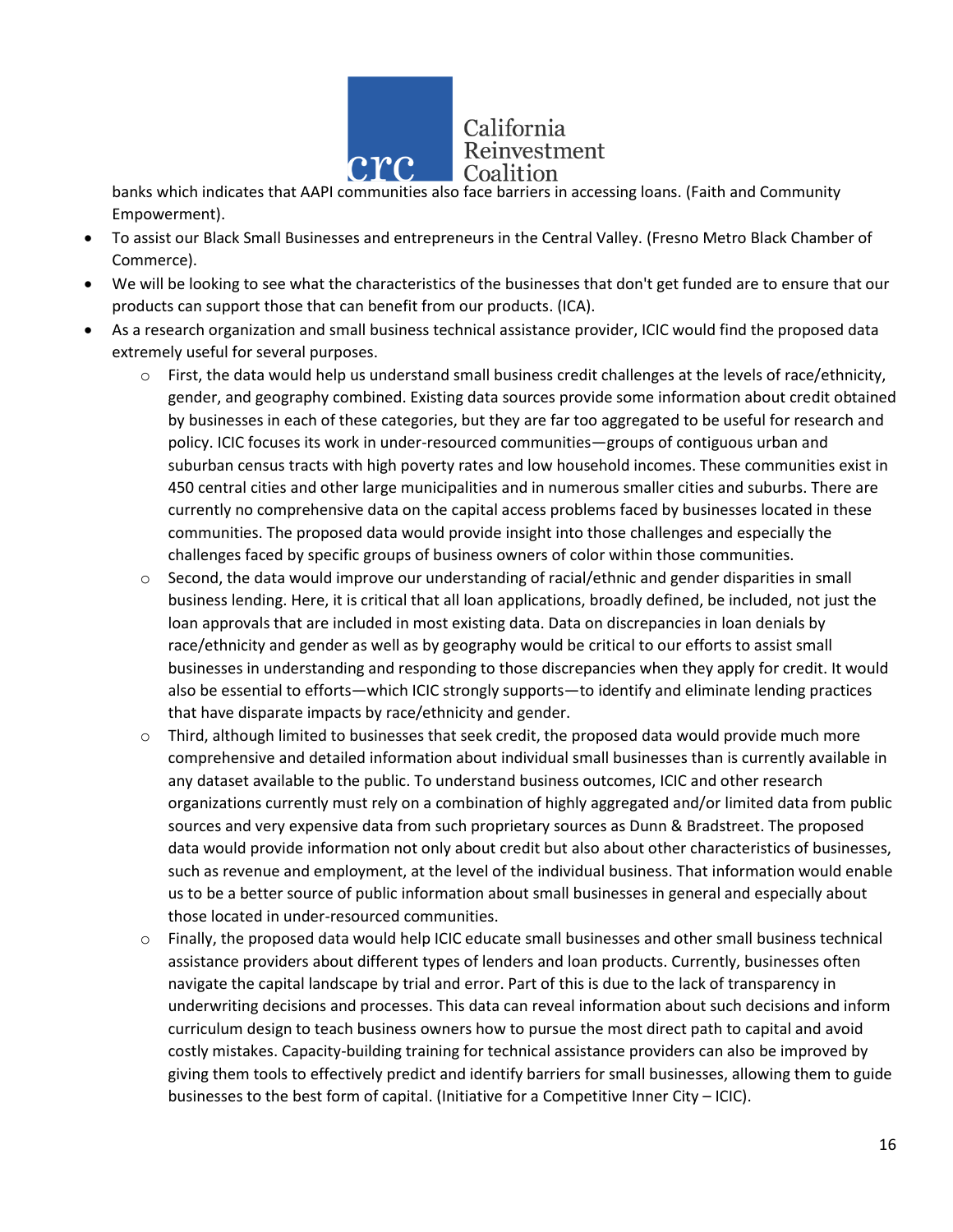banks which indicates that AAPI communities also face barriers in accessing loans. (Faith and Community Empowerment).

- To assist our Black Small Businesses and entrepreneurs in the Central Valley. (Fresno Metro Black Chamber of Commerce).
- We will be looking to see what the characteristics of the businesses that don't get funded are to ensure that our products can support those that can benefit from our products. (ICA).
- As a research organization and small business technical assistance provider, ICIC would find the proposed data extremely useful for several purposes.
  - First, the data would help us understand small business credit challenges at the levels of race/ethnicity, gender, and geography combined. Existing data sources provide some information about credit obtained by businesses in each of these categories, but they are far too aggregated to be useful for research and policy. ICIC focuses its work in under-resourced communities—groups of contiguous urban and suburban census tracts with high poverty rates and low household incomes. These communities exist in 450 central cities and other large municipalities and in numerous smaller cities and suburbs. There are currently no comprehensive data on the capital access problems faced by businesses located in these communities. The proposed data would provide insight into those challenges and especially the challenges faced by specific groups of business owners of color within those communities.
  - Second, the data would improve our understanding of racial/ethnic and gender disparities in small business lending. Here, it is critical that all loan applications, broadly defined, be included, not just the loan approvals that are included in most existing data. Data on discrepancies in loan denials by race/ethnicity and gender as well as by geography would be critical to our efforts to assist small businesses in understanding and responding to those discrepancies when they apply for credit. It would also be essential to efforts—which ICIC strongly supports—to identify and eliminate lending practices that have disparate impacts by race/ethnicity and gender.
  - Third, although limited to businesses that seek credit, the proposed data would provide much more comprehensive and detailed information about individual small businesses than is currently available in any dataset available to the public. To understand business outcomes, ICIC and other research organizations currently must rely on a combination of highly aggregated and/or limited data from public sources and very expensive data from such proprietary sources as Dunn & Bradstreet. The proposed data would provide information not only about credit but also about other characteristics of businesses, such as revenue and employment, at the level of the individual business. That information would enable us to be a better source of public information about small businesses in general and especially about those located in under-resourced communities.
  - Finally, the proposed data would help ICIC educate small businesses and other small business technical assistance providers about different types of lenders and loan products. Currently, businesses often navigate the capital landscape by trial and error. Part of this is due to the lack of transparency in underwriting decisions and processes. This data can reveal information about such decisions and inform curriculum design to teach business owners how to pursue the most direct path to capital and avoid costly mistakes. Capacity-building training for technical assistance providers can also be improved by giving them tools to effectively predict and identify barriers for small businesses, allowing them to guide businesses to the best form of capital. (Initiative for a Competitive Inner City – ICIC).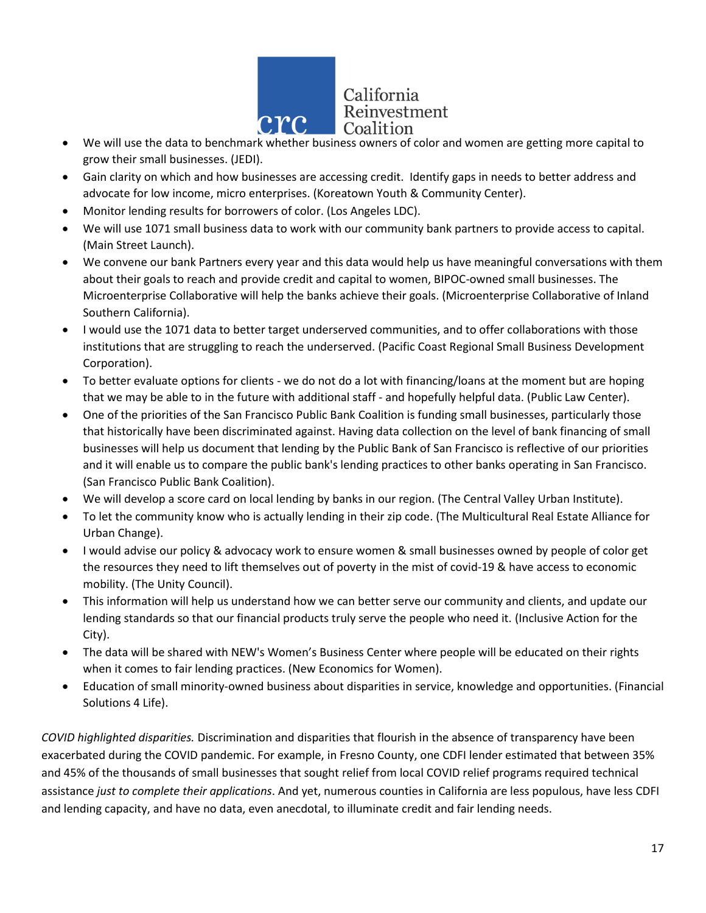- We will use the data to benchmark whether business owners of color and women are getting more capital to grow their small businesses. (JEDI).
- Gain clarity on which and how businesses are accessing credit.  Identify gaps in needs to better address and advocate for low income, micro enterprises. (Koreatown Youth & Community Center).
- Monitor lending results for borrowers of color. (Los Angeles LDC).
- We will use 1071 small business data to work with our community bank partners to provide access to capital. (Main Street Launch).
- We convene our bank Partners every year and this data would help us have meaningful conversations with them about their goals to reach and provide credit and capital to women, BIPOC-owned small businesses. The Microenterprise Collaborative will help the banks achieve their goals. (Microenterprise Collaborative of Inland Southern California).
- I would use the 1071 data to better target underserved communities, and to offer collaborations with those institutions that are struggling to reach the underserved. (Pacific Coast Regional Small Business Development Corporation).
- To better evaluate options for clients - we do not do a lot with financing/loans at the moment but are hoping that we may be able to in the future with additional staff - and hopefully helpful data. (Public Law Center).
- One of the priorities of the San Francisco Public Bank Coalition is funding small businesses, particularly those that historically have been discriminated against. Having data collection on the level of bank financing of small businesses will help us document that lending by the Public Bank of San Francisco is reflective of our priorities and it will enable us to compare the public bank's lending practices to other banks operating in San Francisco. (San Francisco Public Bank Coalition).
- We will develop a score card on local lending by banks in our region. (The Central Valley Urban Institute).
- To let the community know who is actually lending in their zip code. (The Multicultural Real Estate Alliance for Urban Change).
- I would advise our policy & advocacy work to ensure women & small businesses owned by people of color get the resources they need to lift themselves out of poverty in the mist of covid-19 & have access to economic mobility. (The Unity Council).
- This information will help us understand how we can better serve our community and clients, and update our lending standards so that our financial products truly serve the people who need it. (Inclusive Action for the City).
- The data will be shared with NEW's Women's Business Center where people will be educated on their rights when it comes to fair lending practices. (New Economics for Women).
- Education of small minority-owned business about disparities in service, knowledge and opportunities. (Financial Solutions 4 Life).

*COVID highlighted disparities.* Discrimination and disparities that flourish in the absence of transparency have been exacerbated during the COVID pandemic. For example, in Fresno County, one CDFI lender estimated that between 35% and 45% of the thousands of small businesses that sought relief from local COVID relief programs required technical assistance *just to complete their applications*. And yet, numerous counties in California are less populous, have less CDFI and lending capacity, and have no data, even anecdotal, to illuminate credit and fair lending needs.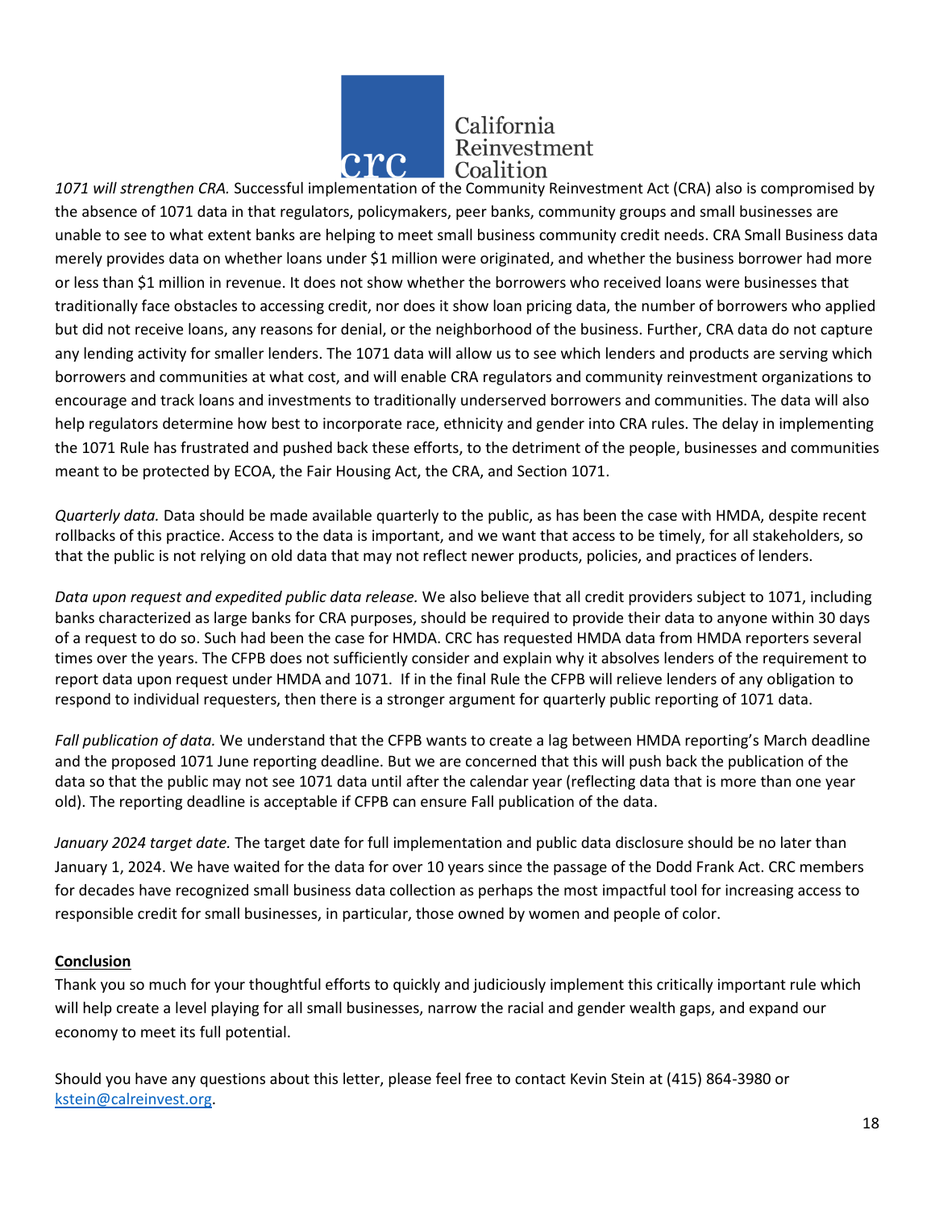*1071 will strengthen CRA.* Successful implementation of the Community Reinvestment Act (CRA) also is compromised by the absence of 1071 data in that regulators, policymakers, peer banks, community groups and small businesses are unable to see to what extent banks are helping to meet small business community credit needs. CRA Small Business data merely provides data on whether loans under $1 million were originated, and whether the business borrower had more or less than $1 million in revenue. It does not show whether the borrowers who received loans were businesses that traditionally face obstacles to accessing credit, nor does it show loan pricing data, the number of borrowers who applied but did not receive loans, any reasons for denial, or the neighborhood of the business. Further, CRA data do not capture any lending activity for smaller lenders. The 1071 data will allow us to see which lenders and products are serving which borrowers and communities at what cost, and will enable CRA regulators and community reinvestment organizations to encourage and track loans and investments to traditionally underserved borrowers and communities. The data will also help regulators determine how best to incorporate race, ethnicity and gender into CRA rules. The delay in implementing the 1071 Rule has frustrated and pushed back these efforts, to the detriment of the people, businesses and communities meant to be protected by ECOA, the Fair Housing Act, the CRA, and Section 1071.

*Quarterly data.* Data should be made available quarterly to the public, as has been the case with HMDA, despite recent rollbacks of this practice. Access to the data is important, and we want that access to be timely, for all stakeholders, so that the public is not relying on old data that may not reflect newer products, policies, and practices of lenders.

*Data upon request and expedited public data release.* We also believe that all credit providers subject to 1071, including banks characterized as large banks for CRA purposes, should be required to provide their data to anyone within 30 days of a request to do so. Such had been the case for HMDA. CRC has requested HMDA data from HMDA reporters several times over the years. The CFPB does not sufficiently consider and explain why it absolves lenders of the requirement to report data upon request under HMDA and 1071. If in the final Rule the CFPB will relieve lenders of any obligation to respond to individual requesters, then there is a stronger argument for quarterly public reporting of 1071 data.

*Fall publication of data.* We understand that the CFPB wants to create a lag between HMDA reporting's March deadline and the proposed 1071 June reporting deadline. But we are concerned that this will push back the publication of the data so that the public may not see 1071 data until after the calendar year (reflecting data that is more than one year old). The reporting deadline is acceptable if CFPB can ensure Fall publication of the data.

*January 2024 target date.* The target date for full implementation and public data disclosure should be no later than January 1, 2024. We have waited for the data for over 10 years since the passage of the Dodd Frank Act. CRC members for decades have recognized small business data collection as perhaps the most impactful tool for increasing access to responsible credit for small businesses, in particular, those owned by women and people of color.

**Conclusion**

Thank you so much for your thoughtful efforts to quickly and judiciously implement this critically important rule which will help create a level playing for all small businesses, narrow the racial and gender wealth gaps, and expand our economy to meet its full potential.

Should you have any questions about this letter, please feel free to contact Kevin Stein at (415) 864-3980 or kstein@calreinvest.org.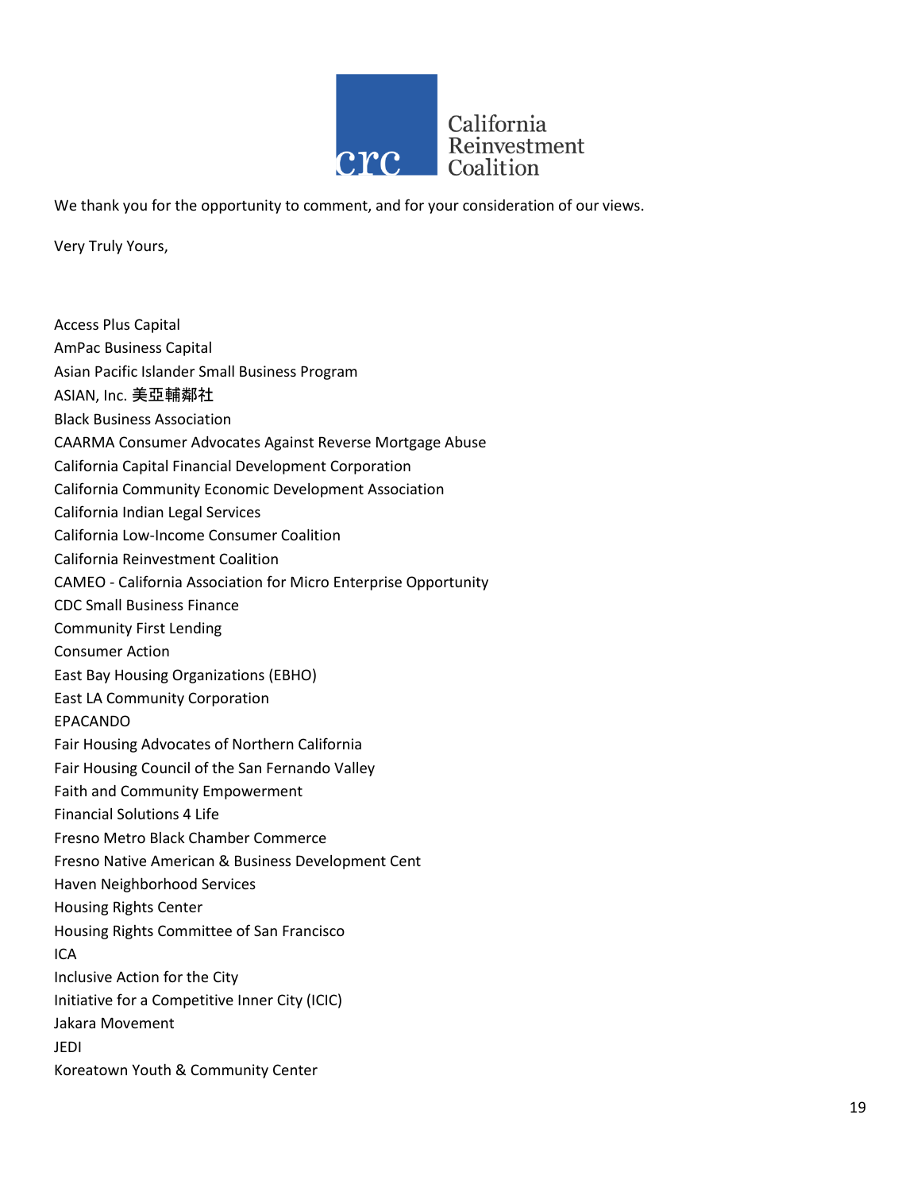California Reinvestment Coalition

We thank you for the opportunity to comment, and for your consideration of our views.

Very Truly Yours,

Access Plus Capital
AmPac Business Capital
Asian Pacific Islander Small Business Program
ASIAN, Inc. 美亞輔鄰社
Black Business Association
CAARMA Consumer Advocates Against Reverse Mortgage Abuse
California Capital Financial Development Corporation
California Community Economic Development Association
California Indian Legal Services
California Low-Income Consumer Coalition
California Reinvestment Coalition
CAMEO - California Association for Micro Enterprise Opportunity
CDC Small Business Finance
Community First Lending
Consumer Action
East Bay Housing Organizations (EBHO)
East LA Community Corporation
EPACANDO
Fair Housing Advocates of Northern California
Fair Housing Council of the San Fernando Valley
Faith and Community Empowerment
Financial Solutions 4 Life
Fresno Metro Black Chamber Commerce
Fresno Native American & Business Development Cent
Haven Neighborhood Services
Housing Rights Center
Housing Rights Committee of San Francisco
ICA
Inclusive Action for the City
Initiative for a Competitive Inner City (ICIC)
Jakara Movement
JEDI
Koreatown Youth & Community Center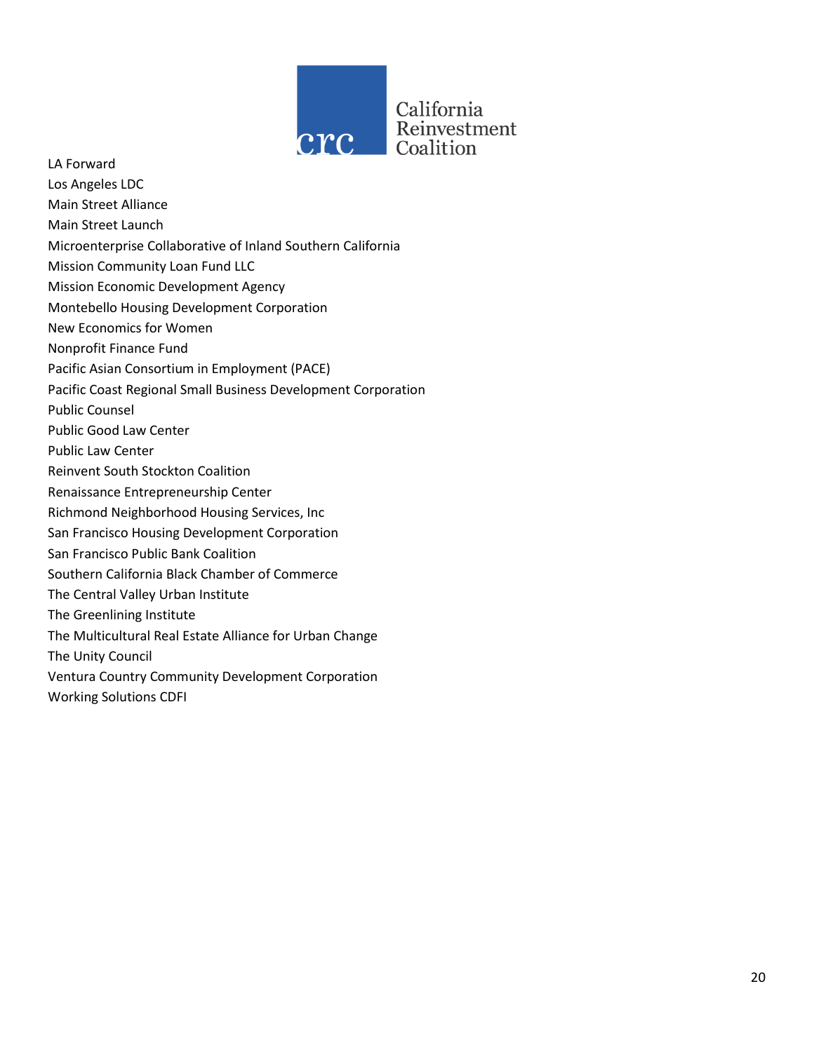LA Forward
Los Angeles LDC
Main Street Alliance
Main Street Launch
Microenterprise Collaborative of Inland Southern California
Mission Community Loan Fund LLC
Mission Economic Development Agency
Montebello Housing Development Corporation
New Economics for Women
Nonprofit Finance Fund
Pacific Asian Consortium in Employment (PACE)
Pacific Coast Regional Small Business Development Corporation
Public Counsel
Public Good Law Center
Public Law Center
Reinvent South Stockton Coalition
Renaissance Entrepreneurship Center
Richmond Neighborhood Housing Services, Inc
San Francisco Housing Development Corporation
San Francisco Public Bank Coalition
Southern California Black Chamber of Commerce
The Central Valley Urban Institute
The Greenlining Institute
The Multicultural Real Estate Alliance for Urban Change
The Unity Council
Ventura Country Community Development Corporation
Working Solutions CDFI